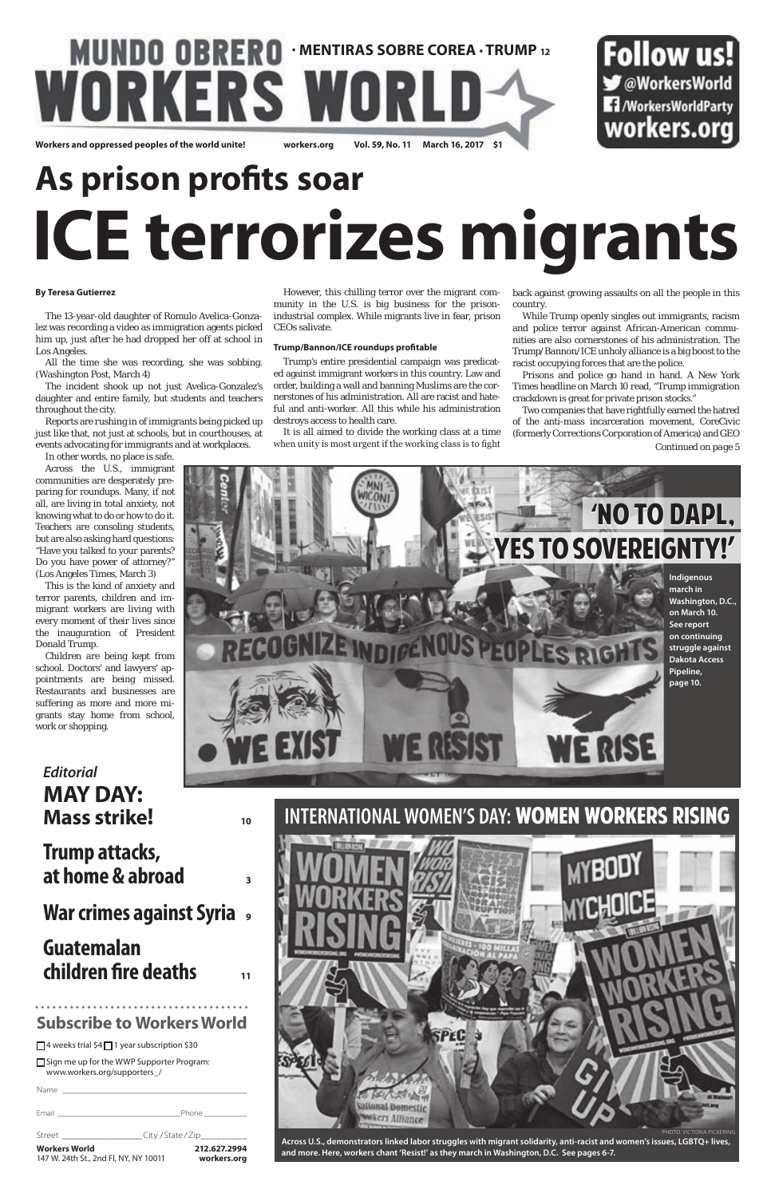# MUNDO OBRERO WORKERS WORLD

· MENTIRAS SOBRE COREA · TRUMP 12

**Follow us!** @WorkersWorld /WorkersWorldParty workers.org

**Workers and oppressed peoples of the world unite!** workers.org Vol. 59, No. 11 March 16, 2017 $1

## As prison profits soar

# ICE terrorizes migrants

**By Teresa Gutierrez**

The 13-year-old daughter of Romulo Avelica-Gonzalez was recording a video as immigration agents picked him up, just after he had dropped her off at school in Los Angeles.

All the time she was recording, she was sobbing. (Washington Post, March 4)

The incident shook up not just Avelica-Gonzalez's daughter and entire family, but students and teachers throughout the city.

Reports are rushing in of immigrants being picked up just like that, not just at schools, but in courthouses, at events advocating for immigrants and at workplaces.

In other words, no place is safe.

Across the U.S., immigrant communities are desperately preparing for roundups. Many, if not all, are living in total anxiety, not knowing what to do or how to do it. Teachers are consoling students, but are also asking hard questions: "Have you talked to your parents? Do you have power of attorney?" (Los Angeles Times, March 3)

This is the kind of anxiety and terror parents, children and immigrant workers are living with every moment of their lives since the inauguration of President Donald Trump.

Children are being kept from school. Doctors' and lawyers' appointments are being missed. Restaurants and businesses are suffering as more and more migrants stay home from school, work or shopping.

However, this chilling terror over the migrant community in the U.S. is big business for the prison-industrial complex. While migrants live in fear, prison CEOs salivate.

**Trump/Bannon/ICE roundups profitable**

Trump's entire presidential campaign was predicated against immigrant workers in this country. Law and order, building a wall and banning Muslims are the cornerstones of his administration. All are racist and hateful and anti-worker. All this while his administration destroys access to health care.

It is all aimed to divide the working class at a time when unity is most urgent if the working class is to fight back against growing assaults on all the people in this country.

While Trump openly singles out immigrants, racism and police terror against African-American communities are also cornerstones of his administration. The Trump/Bannon/ICE unholy alliance is a big boost to the racist occupying forces that are the police.

Prisons and police go hand in hand. A New York Times headline on March 10 read, "Trump immigration crackdown is great for private prison stocks."

Two companies that have rightfully earned the hatred of the anti-mass incarceration movement, CoreCivic (formerly Corrections Corporation of America) and GEO

*Continued on page 5*

## 'NO TO DAPL, YES TO SOVEREIGNTY!'

**Indigenous march in Washington, D.C., on March 10. See report on continuing struggle against Dakota Access Pipeline, page 10.**

*Editorial*

**MAY DAY: Mass strike!** 10

**Trump attacks, at home & abroad** 3

**War crimes against Syria** 9

**Guatemalan children fire deaths** 11

## Subscribe to Workers World

☐ 4 weeks trial $4 ☐ 1 year subscription $30

☐ Sign me up for the WWP Supporter Program: www.workers.org/supporters_/

Name ______

Email ______ Phone ______

Street ______ City / State / Zip ______

**Workers World** 147 W. 24th St., 2nd Fl, NY, NY 10011 **212.627.2994 workers.org**

## INTERNATIONAL WOMEN'S DAY: WOMEN WORKERS RISING

PHOTO: VICTORIA PICKERING

**Across U.S., demonstrators linked labor struggles with migrant solidarity, anti-racist and women's issues, LGBTQ+ lives, and more. Here, workers chant 'Resist!' as they march in Washington, D.C. See pages 6-7.**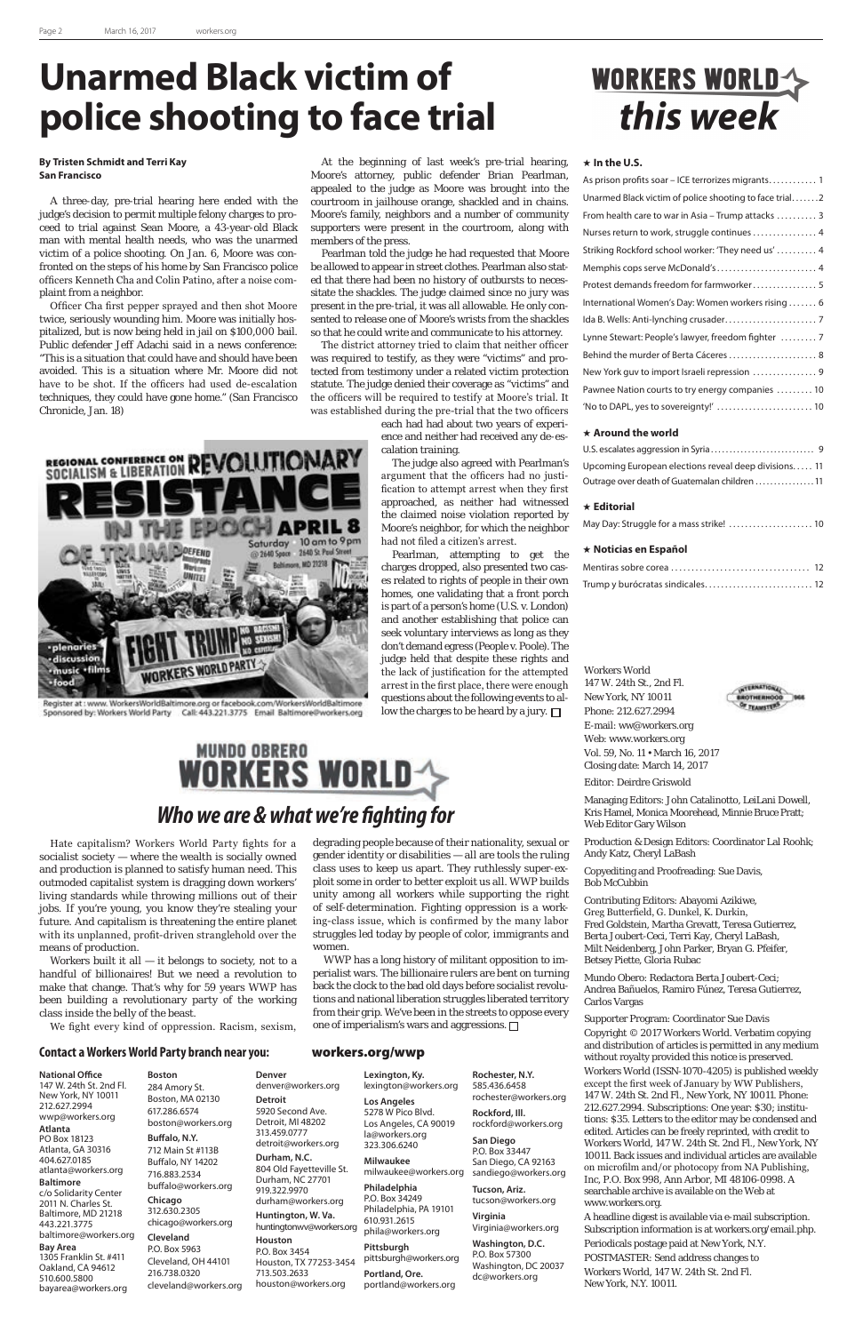# Unarmed Black victim of police shooting to face trial

**By Tristen Schmidt and Terri Kay**
**San Francisco**

A three-day, pre-trial hearing here ended with the judge's decision to permit multiple felony charges to proceed to trial against Sean Moore, a 43-year-old Black man with mental health needs, who was the unarmed victim of a police shooting. On Jan. 6, Moore was confronted on the steps of his home by San Francisco police officers Kenneth Cha and Colin Patino, after a noise complaint from a neighbor.

Officer Cha first pepper sprayed and then shot Moore twice, seriously wounding him. Moore was initially hospitalized, but is now being held in jail on $100,000 bail. Public defender Jeff Adachi said in a news conference: "This is a situation that could have and should have been avoided. This is a situation where Mr. Moore did not have to be shot. If the officers had used de-escalation techniques, they could have gone home." (San Francisco Chronicle, Jan. 18)

At the beginning of last week's pre-trial hearing, Moore's attorney, public defender Brian Pearlman, appealed to the judge as Moore was brought into the courtroom in jailhouse orange, shackled and in chains. Moore's family, neighbors and a number of community supporters were present in the courtroom, along with members of the press.

Pearlman told the judge he had requested that Moore be allowed to appear in street clothes. Pearlman also stated that there had been no history of outbursts to necessitate the shackles. The judge claimed since no jury was present in the pre-trial, it was all allowable. He only consented to release one of Moore's wrists from the shackles so that he could write and communicate to his attorney.

The district attorney tried to claim that neither officer was required to testify, as they were "victims" and protected from testimony under a related victim protection statute. The judge denied their coverage as "victims" and the officers will be required to testify at Moore's trial. It was established during the pre-trial that the two officers each had had about two years of experience and neither had received any de-escalation training.

The judge also agreed with Pearlman's argument that the officers had no justification to attempt arrest when they first approached, as neither had witnessed the claimed noise violation reported by Moore's neighbor, for which the neighbor had not filed a citizen's arrest.

Pearlman, attempting to get the charges dropped, also presented two cases related to rights of people in their own homes, one validating that a front porch is part of a person's home (U.S. v. London) and another establishing that police can seek voluntary interviews as long as they don't demand egress (People v. Poole). The judge held that despite these rights and the lack of justification for the attempted arrest in the first place, there were enough questions about the following events to allow the charges to be heard by a jury. □

**REGIONAL CONFERENCE ON SOCIALISM & LIBERATION**
**REVOLUTIONARY RESISTANCE IN THE EPOCH OF TRUMP**
**APRIL 8**
Saturday 10 am to 9 pm
@ 2640 Space · 2640 St. Paul Street
Baltimore, MD 21218

- plenaries
- discussion
- music · films
- food

Register at : www.WorkersWorldBaltimore.org or facebook.com/WorkersWorldBaltimore
Sponsored by: Workers World Party Call: 443.221.3775 Email Baltimore@workers.org

# WORKERS WORLD *this week*

### ★ In the U.S.

- As prison profits soar – ICE terrorizes migrants . . . . . 1
- Unarmed Black victim of police shooting to face trial . . . . . 2
- From health care to war in Asia – Trump attacks . . . . . 3
- Nurses return to work, struggle continues . . . . . 4
- Striking Rockford school worker: 'They need us' . . . . . 4
- Memphis cops serve McDonald's . . . . . 4
- Protest demands freedom for farmworker . . . . . 5
- International Women's Day: Women workers rising . . . . . 6
- Ida B. Wells: Anti-lynching crusader . . . . . 7
- Lynne Stewart: People's lawyer, freedom fighter . . . . . 7
- Behind the murder of Berta Cáceres . . . . . 8
- New York guv to import Israeli repression . . . . . 9
- Pawnee Nation courts to try energy companies . . . . . 10
- 'No to DAPL, yes to sovereignty!' . . . . . 10

### ★ Around the world

- U.S. escalates aggression in Syria . . . . . 9
- Upcoming European elections reveal deep divisions . . . . . 11
- Outrage over death of Guatemalan children . . . . . 11

### ★ Editorial

- May Day: Struggle for a mass strike! . . . . . 10

### ★ Noticias en Español

- Mentiras sobre corea . . . . . 12
- Trump y burócratas sindicales . . . . . 12

Workers World
147 W. 24th St., 2nd Fl.
New York, NY 10011
Phone: 212.627.2994
E-mail: ww@workers.org
Web: www.workers.org
Vol. 59, No. 11 • March 16, 2017
Closing date: March 14, 2017

Editor: Deirdre Griswold

Managing Editors: John Catalinotto, LeiLani Dowell, Kris Hamel, Monica Moorehead, Minnie Bruce Pratt; Web Editor Gary Wilson

Production & Design Editors: Coordinator Lal Roohk; Andy Katz, Cheryl LaBash

Copyediting and Proofreading: Sue Davis, Bob McCubbin

Contributing Editors: Abayomi Azikiwe, Greg Butterfield, G. Dunkel, K. Durkin, Fred Goldstein, Martha Grevatt, Teresa Gutierrez, Berta Joubert-Ceci, Terri Kay, Cheryl LaBash, Milt Neidenberg, John Parker, Bryan G. Pfeifer, Betsey Piette, Gloria Rubac

Mundo Obero: Redactora Berta Joubert-Ceci; Andrea Bañuelos, Ramiro Fúnez, Teresa Gutierrez, Carlos Vargas

Supporter Program: Coordinator Sue Davis

Copyright © 2017 Workers World. Verbatim copying and distribution of articles is permitted in any medium without royalty provided this notice is preserved.

Workers World (ISSN-1070-4205) is published weekly except the first week of January by WW Publishers, 147 W. 24th St. 2nd Fl., New York, NY 10011. Phone: 212.627.2994. Subscriptions: One year: $30; institutions: $35. Letters to the editor may be condensed and edited. Articles can be freely reprinted, with credit to Workers World, 147 W. 24th St. 2nd Fl., New York, NY 10011. Back issues and individual articles are available on microfilm and/or photocopy from NA Publishing, Inc, P.O. Box 998, Ann Arbor, MI 48106-0998. A searchable archive is available on the Web at www.workers.org.

A headline digest is available via e-mail subscription. Subscription information is at workers.org/email.php.

Periodicals postage paid at New York, N.Y.

POSTMASTER: Send address changes to Workers World, 147 W. 24th St. 2nd Fl. New York, N.Y. 10011.

# MUNDO OBRERO WORKERS WORLD

## *Who we are & what we're fighting for*

Hate capitalism? Workers World Party fights for a socialist society — where the wealth is socially owned and production is planned to satisfy human need. This outmoded capitalist system is dragging down workers' living standards while throwing millions out of their jobs. If you're young, you know they're stealing your future. And capitalism is threatening the entire planet with its unplanned, profit-driven stranglehold over the means of production.

Workers built it all — it belongs to society, not to a handful of billionaires! But we need a revolution to make that change. That's why for 59 years WWP has been building a revolutionary party of the working class inside the belly of the beast.

We fight every kind of oppression. Racism, sexism, degrading people because of their nationality, sexual or gender identity or disabilities — all are tools the ruling class uses to keep us apart. They ruthlessly super-exploit some in order to better exploit us all. WWP builds unity among all workers while supporting the right of self-determination. Fighting oppression is a working-class issue, which is confirmed by the many labor struggles led today by people of color, immigrants and women.

WWP has a long history of militant opposition to imperialist wars. The billionaire rulers are bent on turning back the clock to the bad old days before socialist revolutions and national liberation struggles liberated territory from their grip. We've been in the streets to oppose every one of imperialism's wars and aggressions. □

## Contact a Workers World Party branch near you: workers.org/wwp

**National Office**
147 W. 24th St. 2nd Fl.
New York, NY 10011
212.627.2994
wwp@workers.org

**Atlanta**
PO Box 18123
Atlanta, GA 30316
404.627.0185
atlanta@workers.org

**Baltimore**
c/o Solidarity Center
2011 N. Charles St.
Baltimore, MD 21218
443.221.3775
baltimore@workers.org

**Bay Area**
1305 Franklin St. #411
Oakland, CA 94612
510.600.5800
bayarea@workers.org

**Boston**
284 Amory St.
Boston, MA 02130
617.286.6574
boston@workers.org

**Buffalo, N.Y.**
712 Main St #113B
Buffalo, NY 14202
716.883.2534
buffalo@workers.org

**Chicago**
312.630.2305
chicago@workers.org

**Cleveland**
P.O. Box 5963
Cleveland, OH 44101
216.738.0320
cleveland@workers.org

**Denver**
denver@workers.org

**Detroit**
5920 Second Ave.
Detroit, MI 48202
313.459.0777
detroit@workers.org

**Durham, N.C.**
804 Old Fayetteville St.
Durham, NC 27701
919.322.9970
durham@workers.org

**Huntington, W. Va.**
huntingtonwv@workers.org

**Houston**
P.O. Box 3454
Houston, TX 77253-3454
713.503.2633
houston@workers.org

**Lexington, Ky.**
lexington@workers.org

**Los Angeles**
5278 W Pico Blvd.
Los Angeles, CA 90019
la@workers.org
323.306.6240

**Milwaukee**
milwaukee@workers.org

**Philadelphia**
P.O. Box 34249
Philadelphia, PA 19101
610.931.2615
phila@workers.org

**Pittsburgh**
pittsburgh@workers.org

**Portland, Ore.**
portland@workers.org

**Rochester, N.Y.**
585.436.6458
rochester@workers.org

**Rockford, Ill.**
rockford@workers.org

**San Diego**
P.O. Box 33447
San Diego, CA 92163
sandiego@workers.org

**Tucson, Ariz.**
tucson@workers.org

**Virginia**
Virginia@workers.org

**Washington, D.C.**
P.O. Box 57300
Washington, DC 20037
dc@workers.org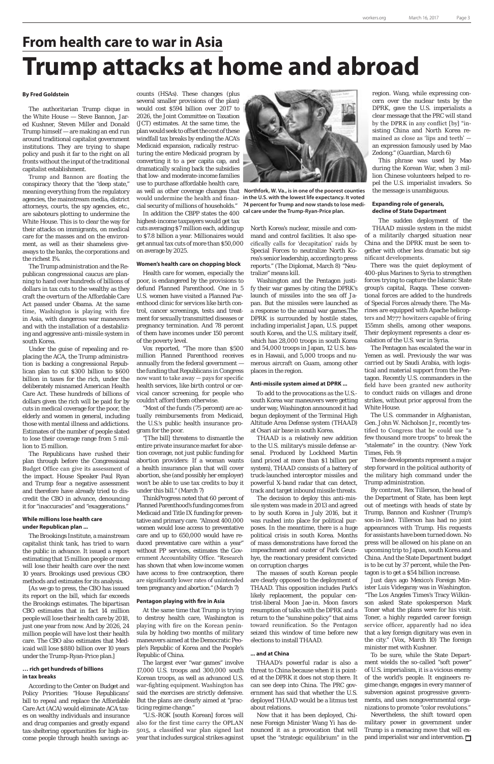## From health care to war in Asia

# Trump attacks at home and abroad

**By Fred Goldstein**

The authoritarian Trump clique in the White House — Steve Bannon, Jared Kushner, Steven Miller and Donald Trump himself — are making an end run around traditional capitalist government institutions. They are trying to shape policy and push it far to the right on all fronts without the input of the traditional capitalist establishment.

Trump and Bannon are floating the conspiracy theory that the "deep state," meaning everything from the regulatory agencies, the mainstream media, district attorneys, courts, the spy agencies, etc., are saboteurs plotting to undermine the White House. This is to clear the way for their attacks on immigrants, on medical care for the masses and on the environment, as well as their shameless giveaways to the banks, the corporations and the richest 1%.

The Trump administration and the Republican congressional caucus are planning to hand over hundreds of billions of dollars in tax cuts to the wealthy as they craft the overturn of the Affordable Care Act passed under Obama. At the same time, Washington is playing with fire in Asia, with dangerous war maneuvers and with the installation of a destabilizing and aggressive anti-missile system in south Korea.

Under the guise of repealing and replacing the ACA, the Trump administration is backing a congressional Republican plan to cut $300 billion to $600 billion in taxes for the rich, under the deliberately misnamed American Health Care Act. These hundreds of billions of dollars given the rich will be paid for by cuts in medical coverage for the poor, the elderly and women in general, including those with mental illness and addictions. Estimates of the number of people slated to lose their coverage range from 5 million to 15 million.

The Republicans have rushed their plan through before the Congressional Budget Office can give its assessment of the impact. House Speaker Paul Ryan and Trump fear a negative assessment and therefore have already tried to discredit the CBO in advance, denouncing it for "inaccuracies" and "exaggerations."

### While millions lose health care under Republican plan ...

The Brookings Institute, a mainstream capitalist think tank, has tried to warn the public in advance. It issued a report estimating that 15 million people or more will lose their health care over the next 10 years. Brookings used previous CBO methods and estimates for its analysis.

[As we go to press, the CBO has issued its report on the bill, which far exceeds the Brookings estimates. The bipartisan CBO estimates that in fact 14 million people will lose their health care by 2018, just one year from now. And by 2026, 24 million people will have lost their health care. The CBO also estimates that Medicaid will lose $880 billion over 10 years under the Trump-Ryan-Price plan.]

### ... rich get hundreds of billions in tax breaks

According to the Center on Budget and Policy Priorities: "House Republicans' bill to repeal and replace the Affordable Care Act (ACA) would eliminate ACA taxes on wealthy individuals and insurance and drug companies and greatly expand tax-sheltering opportunities for high-income people through health savings accounts (HSAs). These changes (plus several smaller provisions of the plan) would cost $594 billion over 2017 to 2026, the Joint Committee on Taxation (JCT) estimates. At the same time, the plan would seek to offset the cost of these windfall tax breaks by ending the ACA's Medicaid expansion, radically restructuring the entire Medicaid program by converting it to a per capita cap, and dramatically scaling back the subsidies that low- and moderate-income families use to purchase affordable health care, as well as other coverage changes that would undermine the health and financial security of millions of households."

In addition the CBPP states the 400 highest-income taxpayers would get tax cuts averaging $7 million each, adding up to $7.8 billion a year. Millionaires would get annual tax cuts of more than $50,000 on average by 2025.

### Women's health care on chopping block

Health care for women, especially the poor, is endangered by the provisions to defund Planned Parenthood. One in 5 U.S. women have visited a Planned Parenthood clinic for services like birth control, cancer screenings, tests and treatment for sexually transmitted diseases or pregnancy termination. And 78 percent of them have incomes under 150 percent of the poverty level.

Vox reported, "The more than $500 million Planned Parenthood receives annually from the federal government — the funding that Republicans in Congress now want to take away — pays for specific health services, like birth control or cervical cancer screening, for people who couldn't afford them otherwise.

"Most of the funds (75 percent) are actually reimbursements from Medicaid, the U.S.'s public health insurance program for the poor.

"[The bill] threatens to dismantle the entire private insurance market for abortion coverage, not just public funding for abortion providers: If a woman wants a health insurance plan that will cover abortion, she (and possibly her employer) won't be able to use tax credits to buy it under this bill." (March 7)

ThinkProgress noted that 60 percent of Planned Parenthood's funding comes from Medicaid and Title IX funding for preventative and primary care. "Almost 400,000 women would lose access to preventative care and up to 650,000 would have reduced preventative care within a year" without PP services, estimates the Government Accountability Office. "Research has shown that when low-income women have access to free contraception, there are significantly lower rates of unintended teen pregnancy and abortion." (March 7)

### Pentagon playing with fire in Asia

At the same time that Trump is trying to destroy health care, Washington is playing with fire on the Korean peninsula by holding two months of military maneuvers aimed at the Democratic People's Republic of Korea and the People's Republic of China.

The largest ever "war games" involve 17,000 U.S. troops and 300,000 south Korean troops, as well as advanced U.S. war-fighting equipment. Washington has said the exercises are strictly defensive. But the plans are clearly aimed at "practicing regime change."

"U.S.-ROK [south Korean] forces will also for the first time carry the OPLAN 5015, a classified war plan signed last year that includes surgical strikes against North Korea's nuclear, missile and command and control facilities. It also specifically calls for 'decapitation' raids by Special Forces to neutralize North Korea's senior leadership, according to press reports." (The Diplomat, March 8) "Neutralize" means kill.

Northfork, W. Va., is in one of the poorest counties in the U.S. with the lowest life expectancy. It voted 74 percent for Trump and now stands to lose medical care under the Trump-Ryan-Price plan.

Washington and the Pentagon justify their war games by citing the DPRK's launch of missiles into the sea off Japan. But the missiles were launched as a response to the annual war games.The DPRK is surrounded by hostile states, including imperialist Japan, U.S. puppet south Korea, and the U.S. military itself, which has 28,000 troops in south Korea and 54,000 troops in Japan, 12 U.S. bases in Hawaii, and 5,000 troops and numerous aircraft on Guam, among other places in the region.

### Anti-missile system aimed at DPRK ...

To add to the provocations as the U.S.-south Korea war maneuvers were getting under way, Washington announced it had begun deployment of the Terminal High Altitude Area Defense system (THAAD) at Osari air base in south Korea.

THAAD is a relatively new addition to the U.S. military's missile defense arsenal. Produced by Lockheed Martin (and priced at more than $1 billion per system), THAAD consists of a battery of truck-launched interceptor missiles and powerful X-band radar that can detect, track and target inbound missile threats.

The decision to deploy this anti-missile system was made in 2013 and agreed to by south Korea in July 2016, but it was rushed into place for political purposes. In the meantime, there is a huge political crisis in south Korea. Months of mass demonstrations have forced the impeachment and ouster of Park Geun-hye, the reactionary president convicted on corruption charges

The masses of south Korean people are clearly opposed to the deployment of THAAD. This opposition includes Park's likely replacement, the popular center-liberal Moon Jae-in. Moon favors resumption of talks with the DPRK and a return to the "sunshine policy" that aims toward reunification. So the Pentagon seized this window of time before new elections to install THAAD.

### ... and at China

THAAD's powerful radar is also a threat to China because when it is pointed at the DPRK it does not stop there. It can see deep into China. The PRC government has said that whether the U.S. deployed THAAD would be a litmus test about relations.

Now that it has been deployed, Chinese Foreign Minister Wang Yi has denounced it as a provocation that will upset the "strategic equilibrium" in the region. Wang, while expressing concern over the nuclear tests by the DPRK, gave the U.S. imperialists a clear message that the PRC will stand by the DPRK in any conflict [by] "insisting China and North Korea remained as close as 'lips and teeth' — an expression famously used by Mao Zedong." (Guardian, March 6)

This phrase was used by Mao during the Korean War, when 3 million Chinese volunteers helped to repel the U.S. imperialist invaders. So the message is unambiguous.

### Expanding role of generals, decline of State Department

The sudden deployment of the THAAD missile system in the midst of a militarily charged situation near China and the DPRK must be seen together with other less dramatic but significant developments.

There was the quiet deployment of 400-plus Marines to Syria to strengthen forces trying to capture the Islamic State group's capital, Raqqa. These conventional forces are added to the hundreds of Special Forces already there. The Marines are equipped with Apache helicopters and M777 howitzers capable of firing 155mm shells, among other weapons. Their deployment represents a clear escalation of the U.S. war in Syria.

The Pentagon has escalated the war in Yemen as well. Previously the war was carried out by Saudi Arabia, with logistical and material support from the Pentagon. Recently U.S. commanders in the field have been granted new authority to conduct raids on villages and drone strikes, without prior approval from the White House.

The U.S. commander in Afghanistan, Gen. John W. Nicholson Jr., recently testified to Congress that he could use "a few thousand more troops" to break the "stalemate" in the country. (New York Times, Feb. 9)

These developments represent a major step forward in the political authority of the military high command under the Trump administration.

By contrast, Rex Tillerson, the head of the Department of State, has been kept out of meetings with heads of state by Trump, Bannon and Kushner (Trump's son-in-law). Tillerson has had no joint appearances with Trump. His requests for assistants have been turned down. No press will be allowed on his plane on an upcoming trip to Japan, south Korea and China. And the State Department budget is to be cut by 37 percent, while the Pentagon is to get a $54 billion increase.

Just days ago Mexico's Foreign Minister Luis Videgaray was in Washington. "The Los Angeles Times's Tracy Wilkinson asked State spokesperson Mark Toner what the plans were for his visit. Toner, a highly regarded career foreign service officer, apparently had no idea that a key foreign dignitary was even in the city." (Vox, March 10) The foreign minister met with Kushner.

To be sure, while the State Department wields the so-called "soft power" of U.S. imperialism, it is a vicious enemy of the world's people. It engineers regime change, engages in every manner of subversion against progressive governments, and uses nongovernmental organizations to promote "color revolutions."

Nevertheless, the shift toward open military power in government under Trump is a menacing move that will expand imperialist war and intervention. □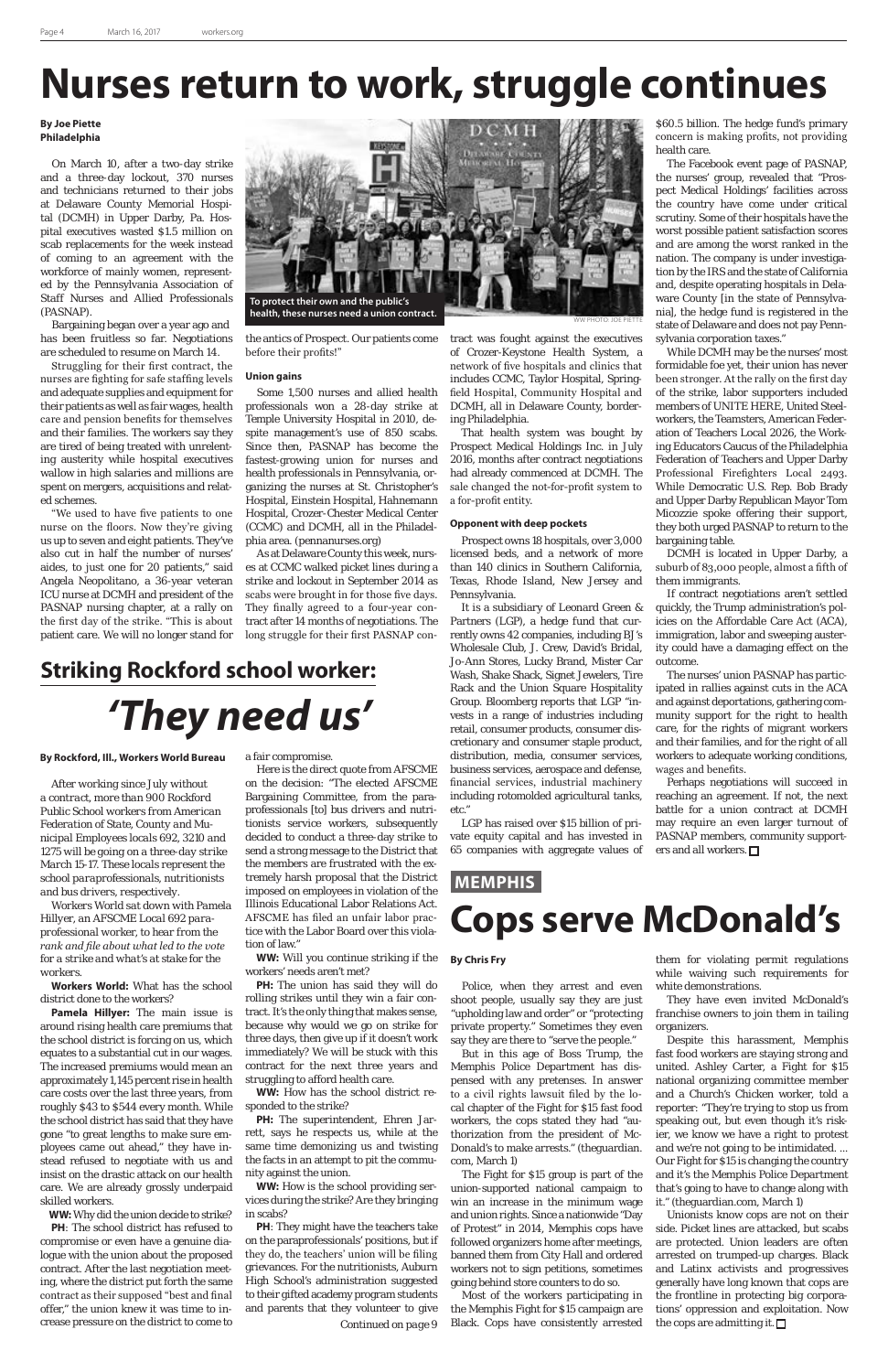# Nurses return to work, struggle continues

**By Joe Piette**
**Philadelphia**

On March 10, after a two-day strike and a three-day lockout, 370 nurses and technicians returned to their jobs at Delaware County Memorial Hospital (DCMH) in Upper Darby, Pa. Hospital executives wasted $1.5 million on scab replacements for the week instead of coming to an agreement with the workforce of mainly women, represented by the Pennsylvania Association of Staff Nurses and Allied Professionals (PASNAP).

Bargaining began over a year ago and has been fruitless so far. Negotiations are scheduled to resume on March 14.

Struggling for their first contract, the nurses are fighting for safe staffing levels and adequate supplies and equipment for their patients as well as fair wages, health care and pension benefits for themselves and their families. The workers say they are tired of being treated with unrelenting austerity while hospital executives wallow in high salaries and millions are spent on mergers, acquisitions and related schemes.

"We used to have five patients to one nurse on the floors. Now they're giving us up to seven and eight patients. They've also cut in half the number of nurses' aides, to just one for 20 patients," said Angela Neopolitano, a 36-year veteran ICU nurse at DCMH and president of the PASNAP nursing chapter, at a rally on the first day of the strike. "This is about patient care. We will no longer stand for the antics of Prospect. Our patients come before their profits!"

To protect their own and the public's health, these nurses need a union contract.

WW PHOTO: JOE PIETTE

### Union gains

Some 1,500 nurses and allied health professionals won a 28-day strike at Temple University Hospital in 2010, despite management's use of 850 scabs. Since then, PASNAP has become the fastest-growing union for nurses and health professionals in Pennsylvania, organizing the nurses at St. Christopher's Hospital, Einstein Hospital, Hahnemann Hospital, Crozer-Chester Medical Center (CCMC) and DCMH, all in the Philadelphia area. (pennanurses.org)

As at Delaware County this week, nurses at CCMC walked picket lines during a strike and lockout in September 2014 as scabs were brought in for those five days. They finally agreed to a four-year contract after 14 months of negotiations. The long struggle for their first PASNAP contract was fought against the executives of Crozer-Keystone Health System, a network of five hospitals and clinics that includes CCMC, Taylor Hospital, Springfield Hospital, Community Hospital and DCMH, all in Delaware County, bordering Philadelphia.

That health system was bought by Prospect Medical Holdings Inc. in July 2016, months after contract negotiations had already commenced at DCMH. The sale changed the not-for-profit system to a for-profit entity.

### Opponent with deep pockets

Prospect owns 18 hospitals, over 3,000 licensed beds, and a network of more than 140 clinics in Southern California, Texas, Rhode Island, New Jersey and Pennsylvania.

It is a subsidiary of Leonard Green & Partners (LGP), a hedge fund that currently owns 42 companies, including BJ's Wholesale Club, J. Crew, David's Bridal, Jo-Ann Stores, Lucky Brand, Mister Car Wash, Shake Shack, Signet Jewelers, Tire Rack and the Union Square Hospitality Group. Bloomberg reports that LGP "invests in a range of industries including retail, consumer products, consumer discretionary and consumer staple product, distribution, media, consumer services, business services, aerospace and defense, financial services, industrial machinery including rotomolded agricultural tanks, etc."

LGP has raised over $15 billion of private equity capital and has invested in 65 companies with aggregate values of $60.5 billion. The hedge fund's primary concern is making profits, not providing health care.

The Facebook event page of PASNAP, the nurses' group, revealed that "Prospect Medical Holdings' facilities across the country have come under critical scrutiny. Some of their hospitals have the worst possible patient satisfaction scores and are among the worst ranked in the nation. The company is under investigation by the IRS and the state of California and, despite operating hospitals in Delaware County [in the state of Pennsylvania], the hedge fund is registered in the state of Delaware and does not pay Pennsylvania corporation taxes."

While DCMH may be the nurses' most formidable foe yet, their union has never been stronger. At the rally on the first day of the strike, labor supporters included members of UNITE HERE, United Steelworkers, the Teamsters, American Federation of Teachers Local 2026, the Working Educators Caucus of the Philadelphia Federation of Teachers and Upper Darby Professional Firefighters Local 2493. While Democratic U.S. Rep. Bob Brady and Upper Darby Republican Mayor Tom Micozzie spoke offering their support, they both urged PASNAP to return to the bargaining table.

DCMH is located in Upper Darby, a suburb of 83,000 people, almost a fifth of them immigrants.

If contract negotiations aren't settled quickly, the Trump administration's policies on the Affordable Care Act (ACA), immigration, labor and sweeping austerity could have a damaging effect on the outcome.

The nurses' union PASNAP has participated in rallies against cuts in the ACA and against deportations, gathering community support for the right to health care, for the rights of migrant workers and their families, and for the right of all workers to adequate working conditions, wages and benefits.

Perhaps negotiations will succeed in reaching an agreement. If not, the next battle for a union contract at DCMH may require an even larger turnout of PASNAP members, community supporters and all workers. □

## Striking Rockford school worker:

# *'They need us'*

**By Rockford, Ill., Workers World Bureau**

After working since July without a contract, more than 900 Rockford Public School workers from American Federation of State, County and Municipal Employees locals 692, 3210 and 1275 will be going on a three-day strike March 15-17. These locals represent the school paraprofessionals, nutritionists and bus drivers, respectively.

Workers World sat down with Pamela Hillyer, an AFSCME Local 692 paraprofessional worker, to hear from the rank and file about what led to the vote for a strike and what's at stake for the workers.

**Workers World:** What has the school district done to the workers?

**Pamela Hillyer:** The main issue is around rising health care premiums that the school district is forcing on us, which equates to a substantial cut in our wages. The increased premiums would mean an approximately 1,145 percent rise in health care costs over the last three years, from roughly $43 to $544 every month. While the school district has said that they have gone "to great lengths to make sure employees came out ahead," they have instead refused to negotiate with us and insist on the drastic attack on our health care. We are already grossly underpaid skilled workers.

**WW:** Why did the union decide to strike?

**PH**: The school district has refused to compromise or even have a genuine dialogue with the union about the proposed contract. After the last negotiation meeting, where the district put forth the same contract as their supposed "best and final offer," the union knew it was time to increase pressure on the district to come to a fair compromise.

Here is the direct quote from AFSCME on the decision: "The elected AFSCME Bargaining Committee, from the paraprofessionals [to] bus drivers and nutritionists service workers, subsequently decided to conduct a three-day strike to send a strong message to the District that the members are frustrated with the extremely harsh proposal that the District imposed on employees in violation of the Illinois Educational Labor Relations Act. AFSCME has filed an unfair labor practice with the Labor Board over this violation of law."

**WW:** Will you continue striking if the workers' needs aren't met?

**PH:** The union has said they will do rolling strikes until they win a fair contract. It's the only thing that makes sense, because why would we go on strike for three days, then give up if it doesn't work immediately? We will be stuck with this contract for the next three years and struggling to afford health care.

**WW:** How has the school district responded to the strike?

**PH:** The superintendent, Ehren Jarrett, says he respects us, while at the same time demonizing us and twisting the facts in an attempt to pit the community against the union.

**WW:** How is the school providing services during the strike? Are they bringing in scabs?

**PH**: They might have the teachers take on the paraprofessionals' positions, but if they do, the teachers' union will be filing grievances. For the nutritionists, Auburn High School's administration suggested to their gifted academy program students and parents that they volunteer to give

*Continued on page 9*

## MEMPHIS

# Cops serve McDonald's

**By Chris Fry**

Police, when they arrest and even shoot people, usually say they are just "upholding law and order" or "protecting private property." Sometimes they even say they are there to "serve the people."

But in this age of Boss Trump, the Memphis Police Department has dispensed with any pretenses. In answer to a civil rights lawsuit filed by the local chapter of the Fight for $15 fast food workers, the cops stated they had "authorization from the president of McDonald's to make arrests." (theguardian.com, March 1)

The Fight for $15 group is part of the union-supported national campaign to win an increase in the minimum wage and union rights. Since a nationwide "Day of Protest" in 2014, Memphis cops have followed organizers home after meetings, banned them from City Hall and ordered workers not to sign petitions, sometimes going behind store counters to do so.

Most of the workers participating in the Memphis Fight for $15 campaign are Black. Cops have consistently arrested them for violating permit regulations while waiving such requirements for white demonstrations.

They have even invited McDonald's franchise owners to join them in tailing organizers.

Despite this harassment, Memphis fast food workers are staying strong and united. Ashley Carter, a Fight for $15 national organizing committee member and a Church's Chicken worker, told a reporter: "They're trying to stop us from speaking out, but even though it's riskier, we know we have a right to protest and we're not going to be intimidated. ... Our Fight for $15 is changing the country and it's the Memphis Police Department that's going to have to change along with it." (theguardian.com, March 1)

Unionists know cops are not on their side. Picket lines are attacked, but scabs are protected. Union leaders are often arrested on trumped-up charges. Black and Latinx activists and progressives generally have long known that cops are the frontline in protecting big corporations' oppression and exploitation. Now the cops are admitting it. □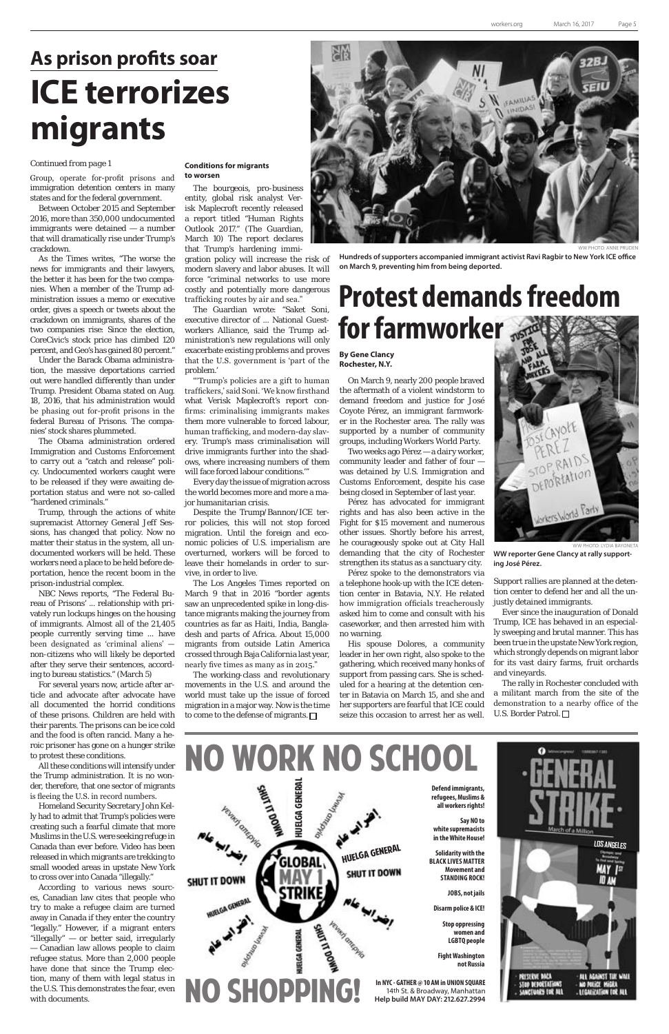## As prison profits soar

# ICE terrorizes migrants

*Continued from page 1*

Group, operate for-profit prisons and immigration detention centers in many states and for the federal government.

Between October 2015 and September 2016, more than 350,000 undocumented immigrants were detained — a number that will dramatically rise under Trump's crackdown.

As the Times writes, "The worse the news for immigrants and their lawyers, the better it has been for the two companies. When a member of the Trump administration issues a memo or executive order, gives a speech or tweets about the crackdown on immigrants, shares of the two companies rise: Since the election, CoreCivic's stock price has climbed 120 percent, and Geo's has gained 80 percent."

Under the Barack Obama administration, the massive deportations carried out were handled differently than under Trump. President Obama stated on Aug. 18, 2016, that his administration would be phasing out for-profit prisons in the federal Bureau of Prisons. The companies' stock shares plummeted.

The Obama administration ordered Immigration and Customs Enforcement to carry out a "catch and release" policy. Undocumented workers caught were to be released if they were awaiting deportation status and were not so-called "hardened criminals."

Trump, through the actions of white supremacist Attorney General Jeff Sessions, has changed that policy. Now no matter their status in the system, all undocumented workers will be held. These workers need a place to be held before deportation, hence the recent boom in the prison-industrial complex.

NBC News reports, "The Federal Bureau of Prisons' ... relationship with privately run lockups hinges on the housing of immigrants. Almost all of the 21,405 people currently serving time ... have been designated as 'criminal aliens' — non-citizens who will likely be deported after they serve their sentences, according to bureau statistics." (March 5)

For several years now, article after article and advocate after advocate have all documented the horrid conditions of these prisons. Children are held with their parents. The prisons can be ice cold and the food is often rancid. Many a heroic prisoner has gone on a hunger strike to protest these conditions.

All these conditions will intensify under the Trump administration. It is no wonder, therefore, that one sector of migrants is fleeing the U.S. in record numbers.

Homeland Security Secretary John Kelly had to admit that Trump's policies were creating such a fearful climate that more Muslims in the U.S. were seeking refuge in Canada than ever before. Video has been released in which migrants are trekking to small wooded areas in upstate New York to cross over into Canada "illegally."

According to various news sources, Canadian law cites that people who try to make a refugee claim are turned away in Canada if they enter the country "legally." However, if a migrant enters "illegally" — or better said, irregularly — Canadian law allows people to claim refugee status. More than 2,000 people have done that since the Trump election, many of them with legal status in the U.S. This demonstrates the fear, even with documents.

**Conditions for migrants to worsen**

The bourgeois, pro-business entity, global risk analyst Verisk Maplecroft recently released a report titled "Human Rights Outlook 2017." (The Guardian, March 10) The report declares that Trump's hardening immigration policy will increase the risk of modern slavery and labor abuses. It will force "criminal networks to use more costly and potentially more dangerous trafficking routes by air and sea."

The Guardian wrote: "Saket Soni, executive director of ... National Guestworkers Alliance, said the Trump administration's new regulations will only exacerbate existing problems and proves that the U.S. government is 'part of the problem.'

"'Trump's policies are a gift to human traffickers,' said Soni. 'We know firsthand what Verisk Maplecroft's report confirms: criminalising immigrants makes them more vulnerable to forced labour, human trafficking, and modern-day slavery. Trump's mass criminalisation will drive immigrants further into the shadows, where increasing numbers of them will face forced labour conditions.'"

Every day the issue of migration across the world becomes more and more a major humanitarian crisis.

Despite the Trump/Bannon/ICE terror policies, this will not stop forced migration. Until the foreign and economic policies of U.S. imperialism are overturned, workers will be forced to leave their homelands in order to survive, in order to live.

The Los Angeles Times reported on March 9 that in 2016 "border agents saw an unprecedented spike in long-distance migrants making the journey from countries as far as Haiti, India, Bangladesh and parts of Africa. About 15,000 migrants from outside Latin America crossed through Baja California last year, nearly five times as many as in 2015."

The working-class and revolutionary movements in the U.S. and around the world must take up the issue of forced migration in a major way. Now is the time to come to the defense of migrants. □

WW PHOTO: ANNE PRUDEN

**Hundreds of supporters accompanied immigrant activist Ravi Ragbir to New York ICE office on March 9, preventing him from being deported.**

# Protest demands freedom for farmworker

**By Gene Clancy**
**Rochester, N.Y.**

On March 9, nearly 200 people braved the aftermath of a violent windstorm to demand freedom and justice for José Coyote Pérez, an immigrant farmworker in the Rochester area. The rally was supported by a number of community groups, including Workers World Party.

Two weeks ago Pérez — a dairy worker, community leader and father of four — was detained by U.S. Immigration and Customs Enforcement, despite his case being closed in September of last year.

Pérez has advocated for immigrant rights and has also been active in the Fight for $15 movement and numerous other issues. Shortly before his arrest, he courageously spoke out at City Hall demanding that the city of Rochester strengthen its status as a sanctuary city.

Pérez spoke to the demonstrators via a telephone hook-up with the ICE detention center in Batavia, N.Y. He related how immigration officials treacherously asked him to come and consult with his caseworker, and then arrested him with no warning.

His spouse Dolores, a community leader in her own right, also spoke to the gathering, which received many honks of support from passing cars. She is scheduled for a hearing at the detention center in Batavia on March 15, and she and her supporters are fearful that ICE could seize this occasion to arrest her as well. Support rallies are planned at the detention center to defend her and all the unjustly detained immigrants.

Ever since the inauguration of Donald Trump, ICE has behaved in an especially sweeping and brutal manner. This has been true in the upstate New York region, which strongly depends on migrant labor for its vast dairy farms, fruit orchards and vineyards.

The rally in Rochester concluded with a militant march from the site of the demonstration to a nearby office of the U.S. Border Patrol. □

WW PHOTO: LYDIA BAYONETA

**WW reporter Gene Clancy at rally supporting José Pérez.**

# NO WORK NO SCHOOL

**Defend immigrants, refugees, Muslims & all workers rights!**

**Say NO to white supremacists in the White House!**

**Solidarity with the BLACK LIVES MATTER Movement and STANDING ROCK!**

**JOBS, not jails**

**Disarm police & ICE!**

**Stop oppressing women and LGBTQ people**

**Fight Washington not Russia**

# NO SHOPPING!

**In NYC - GATHER @ 10 AM in UNION SQUARE**
14th St. & Broadway, Manhattan
**Help build MAY DAY: 212.627.2994**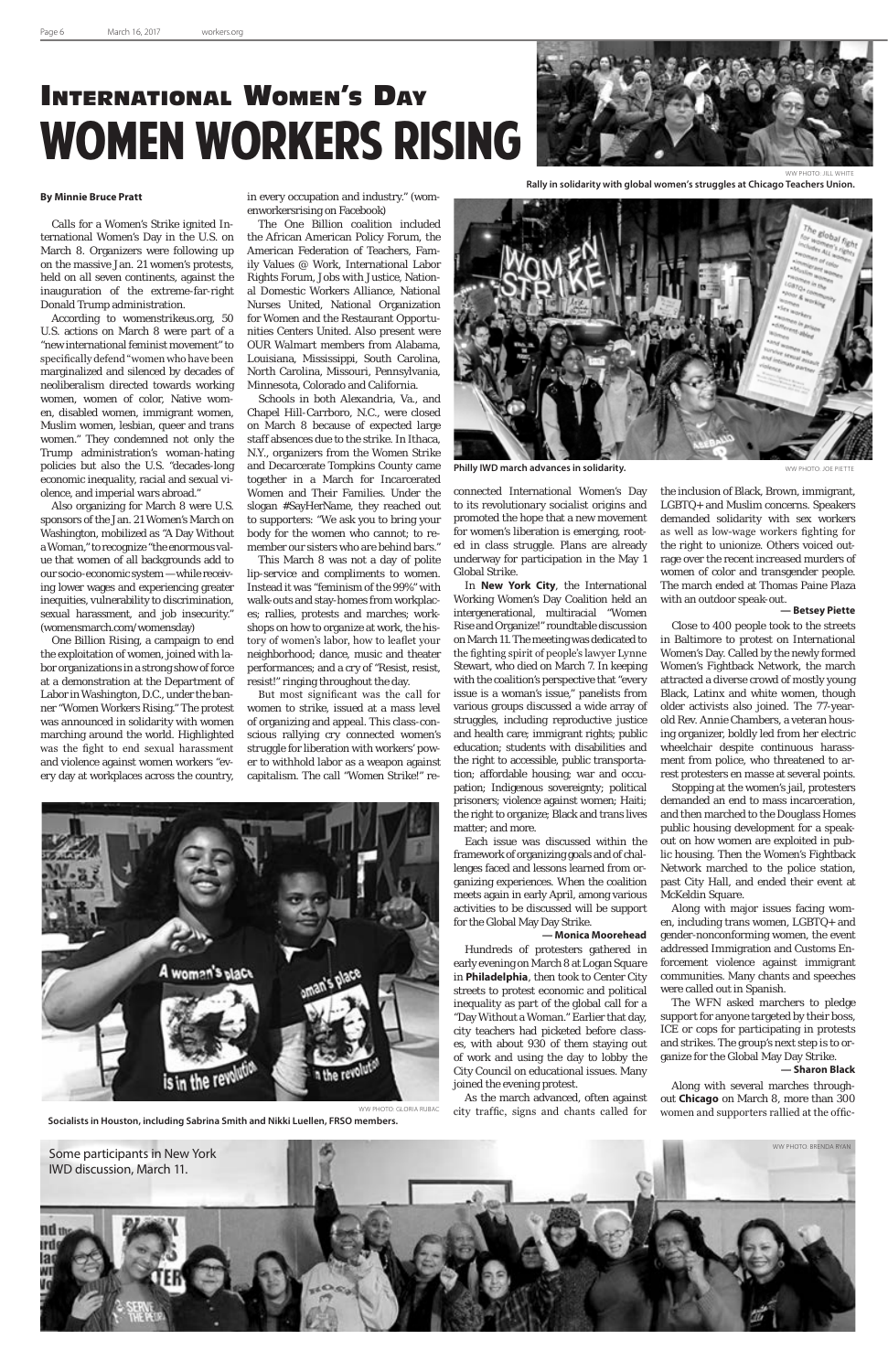# International Women's Day

# WOMEN WORKERS RISING

Rally in solidarity with global women's struggles at Chicago Teachers Union.

**By Minnie Bruce Pratt**

Calls for a Women's Strike ignited International Women's Day in the U.S. on March 8. Organizers were following up on the massive Jan. 21 women's protests, held on all seven continents, against the inauguration of the extreme-far-right Donald Trump administration.

According to womenstrikeus.org, 50 U.S. actions on March 8 were part of a "new international feminist movement" to specifically defend "women who have been marginalized and silenced by decades of neoliberalism directed towards working women, women of color, Native women, disabled women, immigrant women, Muslim women, lesbian, queer and trans women." They condemned not only the Trump administration's woman-hating policies but also the U.S. "decades-long economic inequality, racial and sexual violence, and imperial wars abroad."

Also organizing for March 8 were U.S. sponsors of the Jan. 21 Women's March on Washington, mobilized as "A Day Without a Woman," to recognize "the enormous value that women of all backgrounds add to our socio-economic system — while receiving lower wages and experiencing greater inequities, vulnerability to discrimination, sexual harassment, and job insecurity." (womensmarch.com/womensday)

One Billion Rising, a campaign to end the exploitation of women, joined with labor organizations in a strong show of force at a demonstration at the Department of Labor in Washington, D.C., under the banner "Women Workers Rising." The protest was announced in solidarity with women marching around the world. Highlighted was the fight to end sexual harassment and violence against women workers "every day at workplaces across the country, in every occupation and industry." (womenworkersrising on Facebook)

The One Billion coalition included the African American Policy Forum, the American Federation of Teachers, Family Values @ Work, International Labor Rights Forum, Jobs with Justice, National Domestic Workers Alliance, National Nurses United, National Organization for Women and the Restaurant Opportunities Centers United. Also present were OUR Walmart members from Alabama, Louisiana, Mississippi, South Carolina, North Carolina, Missouri, Pennsylvania, Minnesota, Colorado and California.

Schools in both Alexandria, Va., and Chapel Hill-Carrboro, N.C., were closed on March 8 because of expected large staff absences due to the strike. In Ithaca, N.Y., organizers from the Women Strike and Decarcerate Tompkins County came together in a March for Incarcerated Women and Their Families. Under the slogan #SayHerName, they reached out to supporters: "We ask you to bring your body for the women who cannot; to remember our sisters who are behind bars."

This March 8 was not a day of polite lip-service and compliments to women. Instead it was "feminism of the 99%" with walk-outs and stay-homes from workplaces; rallies, protests and marches; workshops on how to organize at work, the history of women's labor, how to leaflet your neighborhood; dance, music and theater performances; and a cry of "Resist, resist, resist!" ringing throughout the day.

But most significant was the call for women to strike, issued at a mass level of organizing and appeal. This class-conscious rallying cry connected women's struggle for liberation with workers' power to withhold labor as a weapon against capitalism. The call "Women Strike!" reconnected International Women's Day to its revolutionary socialist origins and promoted the hope that a new movement for women's liberation is emerging, rooted in class struggle. Plans are already underway for participation in the May 1 Global Strike.

Philly IWD march advances in solidarity.

In **New York City**, the International Working Women's Day Coalition held an intergenerational, multiracial "Women Rise and Organize!" roundtable discussion on March 11. The meeting was dedicated to the fighting spirit of people's lawyer Lynne Stewart, who died on March 7. In keeping with the coalition's perspective that "every issue is a woman's issue," panelists from various groups discussed a wide array of struggles, including reproductive justice and health care; immigrant rights; public education; students with disabilities and the right to accessible, public transportation; affordable housing; war and occupation; Indigenous sovereignty; political prisoners; violence against women; Haiti; the right to organize; Black and trans lives matter; and more.

Each issue was discussed within the framework of organizing goals and of challenges faced and lessons learned from organizing experiences. When the coalition meets again in early April, among various activities to be discussed will be support for the Global May Day Strike.

**— Monica Moorehead**

Hundreds of protesters gathered in early evening on March 8 at Logan Square in **Philadelphia**, then took to Center City streets to protest economic and political inequality as part of the global call for a "Day Without a Woman." Earlier that day, city teachers had picketed before classes, with about 930 of them staying out of work and using the day to lobby the City Council on educational issues. Many joined the evening protest.

As the march advanced, often against city traffic, signs and chants called for the inclusion of Black, Brown, immigrant, LGBTQ+ and Muslim concerns. Speakers demanded solidarity with sex workers as well as low-wage workers fighting for the right to unionize. Others voiced outrage over the recent increased murders of women of color and transgender people. The march ended at Thomas Paine Plaza with an outdoor speak-out.

**— Betsey Piette**

Close to 400 people took to the streets in Baltimore to protest on International Women's Day. Called by the newly formed Women's Fightback Network, the march attracted a diverse crowd of mostly young Black, Latinx and white women, though older activists also joined. The 77-year-old Rev. Annie Chambers, a veteran housing organizer, boldly led from her electric wheelchair despite continuous harassment from police, who threatened to arrest protesters en masse at several points.

Stopping at the women's jail, protesters demanded an end to mass incarceration, and then marched to the Douglass Homes public housing development for a speak-out on how women are exploited in public housing. Then the Women's Fightback Network marched to the police station, past City Hall, and ended their event at McKeldin Square.

Along with major issues facing women, including trans women, LGBTQ+ and gender-nonconforming women, the event addressed Immigration and Customs Enforcement violence against immigrant communities. Many chants and speeches were called out in Spanish.

The WFN asked marchers to pledge support for anyone targeted by their boss, ICE or cops for participating in protests and strikes. The group's next step is to organize for the Global May Day Strike.

**— Sharon Black**

Along with several marches throughout **Chicago** on March 8, more than 300 women and supporters rallied at the offic-

Socialists in Houston, including Sabrina Smith and Nikki Luellen, FRSO members.

Some participants in New York IWD discussion, March 11.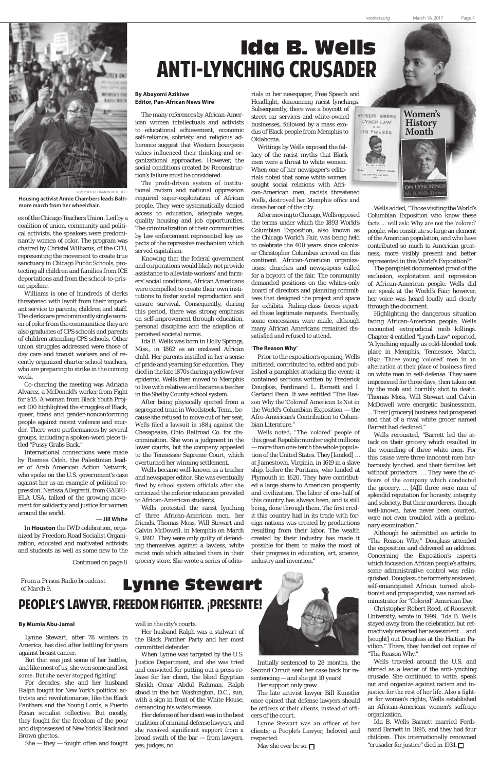WW PHOTO: DAMON MITCHELL

**Housing activist Annie Chambers leads Baltimore march from her wheelchair.**

es of the Chicago Teachers Union. Led by a coalition of union, community and political activists, the speakers were predominantly women of color. The program was chaired by Christel Williams, of the CTU, representing the movement to create true sanctuary in Chicago Public Schools, protecting all children and families from ICE deportations and from the school-to-prison pipeline.

Williams is one of hundreds of clerks threatened with layoff from their important service to parents, children and staff. The clerks are predominantly single women of color from the communities; they are also graduates of CPS schools and parents of children attending CPS schools. Other union struggles addressed were those of day care and transit workers and of recently organized charter school teachers, who are preparing to strike in the coming week.

Co-chairing the meeting was Adriana Alvarez, a McDonald's worker from Fight for $15. A woman from Black Youth Project 100 highlighted the struggles of Black, queer, trans and gender-nonconforming people against recent violence and murder. There were performances by several groups, including a spoken-word piece titled "Pussy Grabs Back."

International connections were made by Rasmea Odeh, the Palestinian leader of Arab American Action Network, who spoke on the U.S. government's case against her as an example of political repression. Nerissa Allegretti, from GABRIELA USA, talked of the growing movement for solidarity and justice for women around the world.

**— Jill White**

In **Houston** the IWD celebration, organized by Freedom Road Socialist Organization, educated and motivated activists and students as well as some new to the

Continued on page 8

# Ida B. Wells
## ANTI-LYNCHING CRUSADER

**Women's History Month**

**By Abayomi Azikiwe**
**Editor, Pan-African News Wire**

The many references by African-American women intellectuals and activists to educational achievement, economic self-reliance, sobriety and religious adherence suggest that Western bourgeois values influenced their thinking and organizational approaches. However, the social conditions created by Reconstruction's failure must be considered.

The profit-driven system of institutional racism and national oppression required super-exploitation of African people. They were systematically denied access to education, adequate wages, quality housing and job opportunities. The criminalization of their communities by law enforcement represented key aspects of the repressive mechanism which served capitalism.

Knowing that the federal government and corporations would likely not provide assistance to alleviate workers' and farmers' social conditions, African Americans were compelled to create their own institutions to foster social reproduction and ensure survival. Consequently, during this period, there was strong emphasis on self-improvement through education, personal discipline and the adoption of perceived societal norms.

Ida B. Wells was born in Holly Springs, Miss., in 1862 as an enslaved African child. Her parents instilled in her a sense of pride and yearning for education. They died in the late 1870s during a yellow fever epidemic. Wells then moved to Memphis to live with relatives and became a teacher in the Shelby County school system.

After being physically ejected from a segregated train in Woodstock, Tenn., because she refused to move out of her seat, Wells filed a lawsuit in 1884 against the Chesapeake, Ohio Railroad Co. for discrimination. She won a judgment in the lower courts, but the company appealed to the Tennessee Supreme Court, which overturned her winning settlement.

Wells became well-known as a teacher and newspaper editor. She was eventually fired by school system officials after she criticized the inferior education provided to African-American students.

Wells protested the racist lynching of three African-American men, her friends, Thomas Moss, Will Stewart and Calvin McDowell, in Memphis on March 9, 1892. They were only guilty of defending themselves against a lawless, white racist mob which attacked them in their grocery store. She wrote a series of editorials in her newspaper, Free Speech and Headlight, denouncing racist lynchings. Subsequently, there was a boycott of street car services and white-owned businesses, followed by a mass exodus of Black people from Memphis to Oklahoma.

Writings by Wells exposed the fallacy of the racist myths that Black men were a threat to white women. When one of her newspaper's editorials noted that some white women sought social relations with African-American men, racists threatened Wells, destroyed her Memphis office and drove her out of the city.

After moving to Chicago, Wells opposed the terms under which the 1893 World's Columbian Exposition, also known as the Chicago World's Fair, was being held to celebrate the 400 years since colonizer Christopher Columbus arrived on this continent. African-American organizations, churches and newspapers called for a boycott of the fair. The community demanded positions on the whites-only board of directors and planning committees that designed the project and space for exhibits. Ruling-class forces rejected these legitimate requests. Eventually, some concessions were made, although many African Americans remained dissatisfied and refused to attend.

### 'The Reason Why'

Prior to the exposition's opening, Wells initiated, contributed to, edited and published a pamphlet attacking the event; it contained sections written by Frederick Douglass, Ferdinand L. Barnett and I. Garland Penn. It was entitled "The Reason Why the 'Colored' American Is Not in the World's Columbian Exposition — the Afro-American's Contribution to Columbian Literature."

Wells noted, "The 'colored' people of this great Republic number eight millions — more than one-tenth the whole population of the United States. They [landed] … at Jamestown, Virginia, in 1619 in a slave ship, before the Puritans, who landed at Plymouth in 1620. They have contributed a large share to American prosperity and civilization. The labor of one-half of this country has always been, and is still being, done through them. The first credit this country had in its trade with foreign nations was created by productions resulting from their labor. The wealth created by their industry has made it possible for them to make the most of their progress in education, art, science, industry and invention."

Wells added, "Those visiting the World's Columbian Exposition who know these facts … will ask: Why are not the 'colored' people, who constitute so large an element of the American population, and who have contributed so much to American greatness, more visibly present and better represented in this World's Exposition?"

The pamphlet documented proof of the exclusion, exploitation and repression of African-American people. Wells did not speak at the World's Fair; however, her voice was heard loudly and clearly through the document.

Highlighting the dangerous situation facing African-American people, Wells recounted extrajudicial mob killings. Chapter 4 entitled "Lynch Law" reported, "A lynching equally as cold-blooded took place in Memphis, Tennessee, March, 1892. Three young 'colored' men in an altercation at their place of business fired on white men in self-defense. They were imprisoned for three days, then taken out by the mob and horribly shot to death. Thomas Moss, Will Stewart and Calvin McDowell were energetic businessmen. … Their [grocery] business had prospered and that of a rival white grocer named Barrett had declined."

Wells recounted, "Barrett led the attack on their grocery which resulted in the wounding of three white men. For this cause were three innocent men barbarously lynched, and their families left without protectors. … They were the officers of the company which conducted the grocery. … [A]ll three were men of splendid reputation for honesty, integrity and sobriety. But their murderers, though well-known, have never been counted, were not even troubled with a preliminary examination."

Although he submitted an article to "The Reason Why," Douglass attended the exposition and delivered an address. Concerning the Exposition's aspects which focused on African people's affairs, some administrative control was relinquished. Douglass, the formerly enslaved, self-emancipated African turned abolitionist and propagandist, was named administrator for "Colored" American Day.

Christopher Robert Reed, of Roosevelt University, wrote in 1999, "Ida B. Wells stayed away from the celebration but retroactively reversed her assessment … and [sought] out Douglass at the Haitian Pavilion." There, they handed out copies of "The Reason Why."

Wells traveled around the U.S. and abroad as a leader of the anti-lynching crusade. She continued to write, speak out and organize against racism and injustice for the rest of her life. Also a fighter for women's rights, Wells established an African-American women's suffrage organization.

Ida B. Wells Barnett married Ferdinand Barnett in 1895, and they had four children. This internationally renowned "crusader for justice" died in 1931. □

*From a Prison Radio broadcast of March 9.*

# Lynne Stewart
## PEOPLE'S LAWYER, FREEDOM FIGHTER. ¡PRESENTE!

**By Mumia Abu-Jamal**

Lynne Stewart, after 78 winters in America, has died after battling for years against breast cancer.

But that was just some of her battles, and like most of us, she won some and lost some. But she never stopped fighting!

For decades, she and her husband Ralph fought for New York's political activists and revolutionaries, like the Black Panthers and the Young Lords, a Puerto Rican socialist collective. But mostly, they fought for the freedom of the poor and dispossessed of New York's Black and Brown ghettos.

She — they — fought often and fought well in the city's courts.

Her husband Ralph was a stalwart of the Black Panther Party and her most committed defender.

When Lynne was targeted by the U.S. Justice Department, and she was tried and convicted for putting out a press release for her client, the blind Egyptian Sheikh Omar Abdul Rahman, Ralph stood in the hot Washington, D.C., sun, with a sign in front of the White House, demanding his wife's release.

Her defense of her client was in the best tradition of criminal defense lawyers, and she received significant support from a broad swath of the bar — from lawyers, yes; judges, no.

Initially sentenced to 28 months, the Second Circuit sent her case back for re-sentencing — and she got 10 years!

Her support only grew.

The late activist lawyer Bill Kunstler once opined that defense lawyers should be officers of their clients, instead of officers of the court.

Lynne Stewart was an officer of her clients; a People's Lawyer, beloved and respected.

May she ever be so. □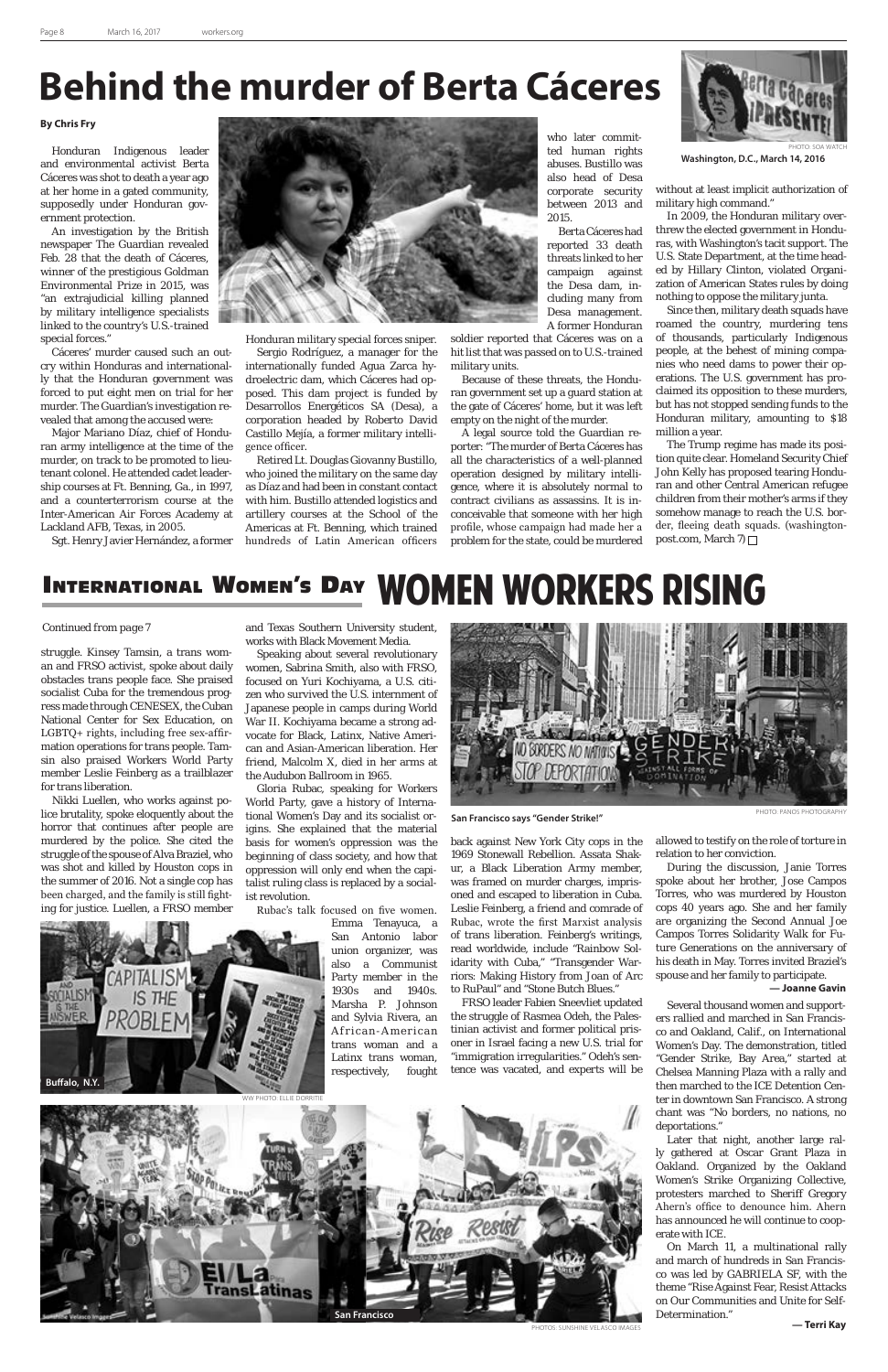# Behind the murder of Berta Cáceres

**By Chris Fry**

Honduran Indigenous leader and environmental activist Berta Cáceres was shot to death a year ago at her home in a gated community, supposedly under Honduran government protection.

An investigation by the British newspaper The Guardian revealed Feb. 28 that the death of Cáceres, winner of the prestigious Goldman Environmental Prize in 2015, was "an extrajudicial killing planned by military intelligence specialists linked to the country's U.S.-trained special forces."

Cáceres' murder caused such an outcry within Honduras and internationally that the Honduran government was forced to put eight men on trial for her murder. The Guardian's investigation revealed that among the accused were:

Major Mariano Díaz, chief of Honduran army intelligence at the time of the murder, on track to be promoted to lieutenant colonel. He attended cadet leadership courses at Ft. Benning, Ga., in 1997, and a counterterrorism course at the Inter-American Air Forces Academy at Lackland AFB, Texas, in 2005.

Sgt. Henry Javier Hernández, a former Honduran military special forces sniper.

Sergio Rodríguez, a manager for the internationally funded Agua Zarca hydroelectric dam, which Cáceres had opposed. This dam project is funded by Desarrollos Energéticos SA (Desa), a corporation headed by Roberto David Castillo Mejía, a former military intelligence officer.

Retired Lt. Douglas Giovanny Bustillo, who joined the military on the same day as Díaz and had been in constant contact with him. Bustillo attended logistics and artillery courses at the School of the Americas at Ft. Benning, which trained hundreds of Latin American officers who later committed human rights abuses. Bustillo was also head of Desa corporate security between 2013 and 2015.

Berta Cáceres had reported 33 death threats linked to her campaign against the Desa dam, including many from Desa management. A former Honduran soldier reported that Cáceres was on a hit list that was passed on to U.S.-trained military units.

Because of these threats, the Honduran government set up a guard station at the gate of Cáceres' home, but it was left empty on the night of the murder.

A legal source told the Guardian reporter: "The murder of Berta Cáceres has all the characteristics of a well-planned operation designed by military intelligence, where it is absolutely normal to contract civilians as assassins. It is inconceivable that someone with her high profile, whose campaign had made her a problem for the state, could be murdered without at least implicit authorization of military high command."

PHOTO: SOA WATCH
**Washington, D.C., March 14, 2016**

In 2009, the Honduran military overthrew the elected government in Honduras, with Washington's tacit support. The U.S. State Department, at the time headed by Hillary Clinton, violated Organization of American States rules by doing nothing to oppose the military junta.

Since then, military death squads have roamed the country, murdering tens of thousands, particularly Indigenous people, at the behest of mining companies who need dams to power their operations. The U.S. government has proclaimed its opposition to these murders, but has not stopped sending funds to the Honduran military, amounting to $18 million a year.

The Trump regime has made its position quite clear. Homeland Security Chief John Kelly has proposed tearing Honduran and other Central American refugee children from their mother's arms if they somehow manage to reach the U.S. border, fleeing death squads. (washingtonpost.com, March 7) □

# International Women's Day WOMEN WORKERS RISING

Continued from page 7

struggle. Kinsey Tamsin, a trans woman and FRSO activist, spoke about daily obstacles trans people face. She praised socialist Cuba for the tremendous progress made through CENESEX, the Cuban National Center for Sex Education, on LGBTQ+ rights, including free sex-affirmation operations for trans people. Tamsin also praised Workers World Party member Leslie Feinberg as a trailblazer for trans liberation.

Nikki Luellen, who works against police brutality, spoke eloquently about the horror that continues after people are murdered by the police. She cited the struggle of the spouse of Alva Braziel, who was shot and killed by Houston cops in the summer of 2016. Not a single cop has been charged, and the family is still fighting for justice. Luellen, a FRSO member and Texas Southern University student, works with Black Movement Media.

Speaking about several revolutionary women, Sabrina Smith, also with FRSO, focused on Yuri Kochiyama, a U.S. citizen who survived the U.S. internment of Japanese people in camps during World War II. Kochiyama became a strong advocate for Black, Latinx, Native American and Asian-American liberation. Her friend, Malcolm X, died in her arms at the Audubon Ballroom in 1965.

Gloria Rubac, speaking for Workers World Party, gave a history of International Women's Day and its socialist origins. She explained that the material basis for women's oppression was the beginning of class society, and how that oppression will only end when the capitalist ruling class is replaced by a socialist revolution.

Rubac's talk focused on five women. Emma Tenayuca, a San Antonio labor union organizer, was also a Communist Party member in the 1930s and 1940s. Marsha P. Johnson and Sylvia Rivera, an African-American trans woman and a Latinx trans woman, respectively, fought back against New York City cops in the 1969 Stonewall Rebellion. Assata Shakur, a Black Liberation Army member, was framed on murder charges, imprisoned and escaped to liberation in Cuba. Leslie Feinberg, a friend and comrade of Rubac, wrote the first Marxist analysis of trans liberation. Feinberg's writings, read worldwide, include "Rainbow Solidarity with Cuba," "Transgender Warriors: Making History from Joan of Arc to RuPaul" and "Stone Butch Blues."

FRSO leader Fabien Sneevliet updated the struggle of Rasmea Odeh, the Palestinian activist and former political prisoner in Israel facing a new U.S. trial for "immigration irregularities." Odeh's sentence was vacated, and experts will be allowed to testify on the role of torture in relation to her conviction.

During the discussion, Janie Torres spoke about her brother, Jose Campos Torres, who was murdered by Houston cops 40 years ago. She and her family are organizing the Second Annual Joe Campos Torres Solidarity Walk for Future Generations on the anniversary of his death in May. Torres invited Braziel's spouse and her family to participate.

**— Joanne Gavin**

**Buffalo, N.Y.**
WW PHOTO: ELLIE DORRITIE

**San Francisco says "Gender Strike!"**
PHOTO: PANOS PHOTOGRAPHY

Several thousand women and supporters rallied and marched in San Francisco and Oakland, Calif., on International Women's Day. The demonstration, titled "Gender Strike, Bay Area," started at Chelsea Manning Plaza with a rally and then marched to the ICE Detention Center in downtown San Francisco. A strong chant was "No borders, no nations, no deportations."

Later that night, another large rally gathered at Oscar Grant Plaza in Oakland. Organized by the Oakland Women's Strike Organizing Collective, protesters marched to Sheriff Gregory Ahern's office to denounce him. Ahern has announced he will continue to cooperate with ICE.

On March 11, a multinational rally and march of hundreds in San Francisco was led by GABRIELA SF, with the theme "Rise Against Fear, Resist Attacks on Our Communities and Unite for Self-Determination."

**— Terri Kay**

**San Francisco**
PHOTOS: SUNSHINE VELASCO IMAGES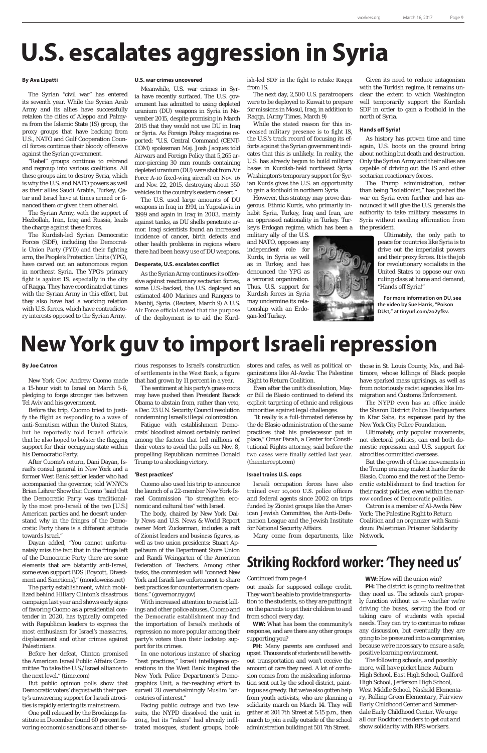# U.S. escalates aggression in Syria

**By Ava Lipatti**

The Syrian "civil war" has entered its seventh year. While the Syrian Arab Army and its allies have successfully retaken the cities of Aleppo and Palmyra from the Islamic State (IS) group, the proxy groups that have backing from U.S., NATO and Gulf Cooperation Council forces continue their bloody offensive against the Syrian government.

"Rebel" groups continue to rebrand and regroup into various coalitions. All these groups aim to destroy Syria, which is why the U.S. and NATO powers as well as their allies Saudi Arabia, Turkey, Qatar and Israel have at times armed or financed them or given them other aid.

The Syrian Army, with the support of Hezbollah, Iran, Iraq and Russia, leads the charge against these forces.

The Kurdish-led Syrian Democratic Forces (SDF), including the Democratic Union Party (PYD) and their fighting arm, the People's Protection Units (YPG), have carved out an autonomous region in northeast Syria. The YPG's primary fight is against IS, especially in the city of Raqqa. They have coordinated at times with the Syrian Army in this effort, but they also have had a working relation with U.S. forces, which have contradictory interests opposed to the Syrian Army.

### U.S. war crimes uncovered

Meanwhile, U.S. war crimes in Syria have recently surfaced. The U.S. government has admitted to using depleted uranium (DU) weapons in Syria in November 2015, despite promising in March 2015 that they would not use DU in Iraq or Syria. As Foreign Policy magazine reported: "U.S. Central Command (CENTCOM) spokesman Maj. Josh Jacques told Airwars and Foreign Policy that 5,265 armor-piercing 30 mm rounds containing depleted uranium (DU) were shot from Air Force A-10 fixed-wing aircraft on Nov. 16 and Nov. 22, 2015, destroying about 350 vehicles in the country's eastern desert."

The U.S. used large amounts of DU weapons in Iraq in 1991, in Yugoslavia in 1999 and again in Iraq in 2003, mainly against tanks, as DU shells penetrate armor. Iraqi scientists found an increased incidence of cancer, birth defects and other health problems in regions where there had been heavy use of DU weapons.

### Desperate, U.S. escalates conflict

As the Syrian Army continues its offensive against reactionary sectarian forces, some U.S.-backed, the U.S. deployed an estimated 400 Marines and Rangers to Manbij, Syria. (Reuters, March 9) A U.S. Air Force official stated that the purpose of the deployment is to aid the Kurdish-led SDF in the fight to retake Raqqa from IS.

The next day, 2,500 U.S. paratroopers were to be deployed to Kuwait to prepare for missions in Mosul, Iraq, in addition to Raqqa. (Army Times, March 9)

While the stated reason for this increased military presence is to fight IS, the U.S.'s track record of focusing its efforts against the Syrian government indicates that this is unlikely. In reality, the U.S. has already begun to build military bases in Kurdish-held northeast Syria. Washington's temporary support for Syrian Kurds gives the U.S. an opportunity to gain a foothold in northern Syria.

However, this strategy may prove dangerous. Ethnic Kurds, who primarily inhabit Syria, Turkey, Iraq and Iran, are an oppressed nationality in Turkey. Turkey's Erdogan regime, which has been a military ally of the U.S. and NATO, opposes any independent role for Kurds, in Syria as well as in Turkey, and has denounced the YPG as a terrorist organization. Thus, U.S. support for Kurdish forces in Syria may undermine its relationship with an Erdogan-led Turkey.

Given its need to reduce antagonism with the Turkish regime, it remains unclear the extent to which Washington will temporarily support the Kurdish SDF in order to gain a foothold in the north of Syria.

### Hands off Syria!

As history has proven time and time again, U.S. boots on the ground bring about nothing but death and destruction. Only the Syrian Army and their allies are capable of driving out the IS and other sectarian reactionary forces.

The Trump administration, rather than being "isolationist," has pushed the war on Syria even further and has announced it will give the U.S. generals the authority to take military measures in Syria without needing affirmation from the president.

Ultimately, the only path to peace for countries like Syria is to drive out the imperialist powers and their proxy forces. It is the job for revolutionary socialists in the United States to oppose our own ruling class at home and demand, "Hands off Syria!"

**For more information on DU, see the video by Sue Harris, "Poison DUst," at tinyurl.com/zo2yfkv.**

# New York guv to import Israeli repression

**By Joe Catron**

New York Gov. Andrew Cuomo made a 15-hour visit to Israel on March 5-6, pledging to forge stronger ties between Tel Aviv and his government.

Before ths trip, Cuomo tried to justify the flight as responding to a wave of anti-Semitism within the United States, but he reportedly told Israeli officials that he also hoped to bolster the flagging support for their occupying state within his Democratic Party.

After Cuomo's return, Dani Dayan, Israel's consul general in New York and a former West Bank settler leader who had accompanied the governor, told WNYC's Brian Lehrer Show that Cuomo "said that the Democratic Party was traditionally the most pro-Israeli of the two [U.S.] American parties and he doesn't understand why in the fringes of the Democratic Party there is a different attitude towards Israel."

Dayan added, "You cannot unfortunately miss the fact that in the fringe left of the Democratic Party there are some elements that are blatantly anti-Israel, some even support BDS [Boycott, Divestment and Sanctions]." (mondoweiss.net)

The party establishment, which mobilized behind Hillary Clinton's disastrous campaign last year and shows early signs of favoring Cuomo as a presidential contender in 2020, has typically competed with Republican leaders to express the most enthusiasm for Israel's massacres, displacement and other crimes against Palestinians.

Before her defeat, Clinton promised the American Israel Public Affairs Committee "to take the U.S./Israel alliance to the next level." (time.com)

But public opinion polls show that Democratic voters' disgust with their party's unwavering support for Israeli atrocities is rapidly entering its mainstream.

One poll released by the Brookings Institute in December found 60 percent favoring economic sanctions and other serious responses to Israel's construction of settlements in the West Bank, a figure that had grown by 11 percent in a year.

The sentiment at its party's grass-roots may have pushed then President Barack Obama to abstain from, rather than veto, a Dec. 23 U.N. Security Council resolution condemning Israel's illegal colonization.

Fatigue with establishment Democrats' bloodlust almost certainly ranked among the factors that led millions of their voters to avoid the polls on Nov. 8, propelling Republican nominee Donald Trump to a shocking victory.

### 'Best practices'

Cuomo also used his trip to announce the launch of a 22-member New York-Israel Commission "to strengthen economic and cultural ties" with Israel.

The body, chaired by New York Daily News and U.S. News & World Report owner Mort Zuckerman, includes a raft of Zionist leaders and business figures, as well as two union presidents: Stuart Appelbaum of the Department Store Union and Randi Weingarten of the American Federation of Teachers. Among other tasks, the commission will "connect New York and Israeli law enforcement to share best practices for counterterrorism operations." (governor.ny.gov)

With increased attention to racist killings and other police abuses, Cuomo and the Democratic establishment may find the importation of Israel's methods of repression no more popular among their party's voters than their lockstep support for its crimes.

In one notorious instance of sharing "best practices," Israeli intelligence operations in the West Bank inspired the New York Police Department's Demographics Unit, a far-reaching effort to surveil 28 overwhelmingly Muslim "ancestries of interest."

Facing public outrage and two lawsuits, the NYPD dissolved the unit in 2014, but its "rakers" had already infiltrated mosques, student groups, bookstores and cafes, as well as political organizations like Al-Awda: The Palestine Right to Return Coalition.

Even after the unit's dissolution, Mayor Bill de Blasio continued to defend its explicit targeting of ethnic and religious minorities against legal challenges.

"It really is a full-throated defense by the de Blasio administration of the same practices that his predecessor put in place," Omar Farah, a Center for Constitutional Rights attorney, said before the two cases were finally settled last year. (theintercept.com)

### Israel trains U.S. cops

Israeli occupation forces have also trained over 10,000 U.S. police officers and federal agents since 2002 on trips funded by Zionist groups like the American Jewish Committee, the Anti-Defamation League and the Jewish Institute for National Security Affairs.

Many come from departments, like those in St. Louis County, Mo., and Baltimore, whose killings of Black people have sparked mass uprisings, as well as from notoriously racist agencies like Immigration and Customs Enforcement.

The NYPD even has an office inside the Sharon District Police Headquarters in Kfar Saba, its expenses paid by the New York City Police Foundation.

Ultimately, only popular movements, not electoral politics, can end both domestic repression and U.S. support for atrocities committed overseas.

But the growth of these movements in the Trump era may make it harder for de Blasio, Cuomo and the rest of the Democratic establishment to find traction for their racist policies, even within the narrow confines of Democratic politics.

*Catron is a member of Al-Awda New York: The Palestine Right to Return Coalition and an organizer with Samidoun: Palestinian Prisoner Solidarity Network.*

# Striking Rockford worker: 'They need us'

Continued from page 4

out meals for supposed college credit. They won't be able to provide transportation to the students, so they are putting it on the parents to get their children to and from school every day.

**WW:** What has been the community's response, and are there any other groups supporting you?

**PH:** Many parents are confused and upset. Thousands of students will be without transportation and won't receive the amount of care they need. A lot of confusion comes from the misleading information sent out by the school district, painting us as greedy. But we've also gotten help from youth activists, who are planning a solidarity march on March 14. They will gather at 201 7th Street at 5:15 p.m., then march to join a rally outside of the school administration building at 501 7th Street.

**WW:** How will the union win?

**PH:** The district is going to realize that they need us. The schools can't properly function without us — whether we're driving the buses, serving the food or taking care of students with special needs. They can try to continue to refuse any discussion, but eventually they are going to be pressured into a compromise, because we're necessary to ensure a safe, positive learning environment.

The following schools, and possibly more, will have picket lines: Auburn High School, East High School, Guilford High School, Jefferson High School, West Middle School, Nashold Elementary, Rolling Green Elementary, Fairview Early Childhood Center and Summerdale Early Childhood Center. We urge all our Rockford readers to get out and show solidarity with RPS workers.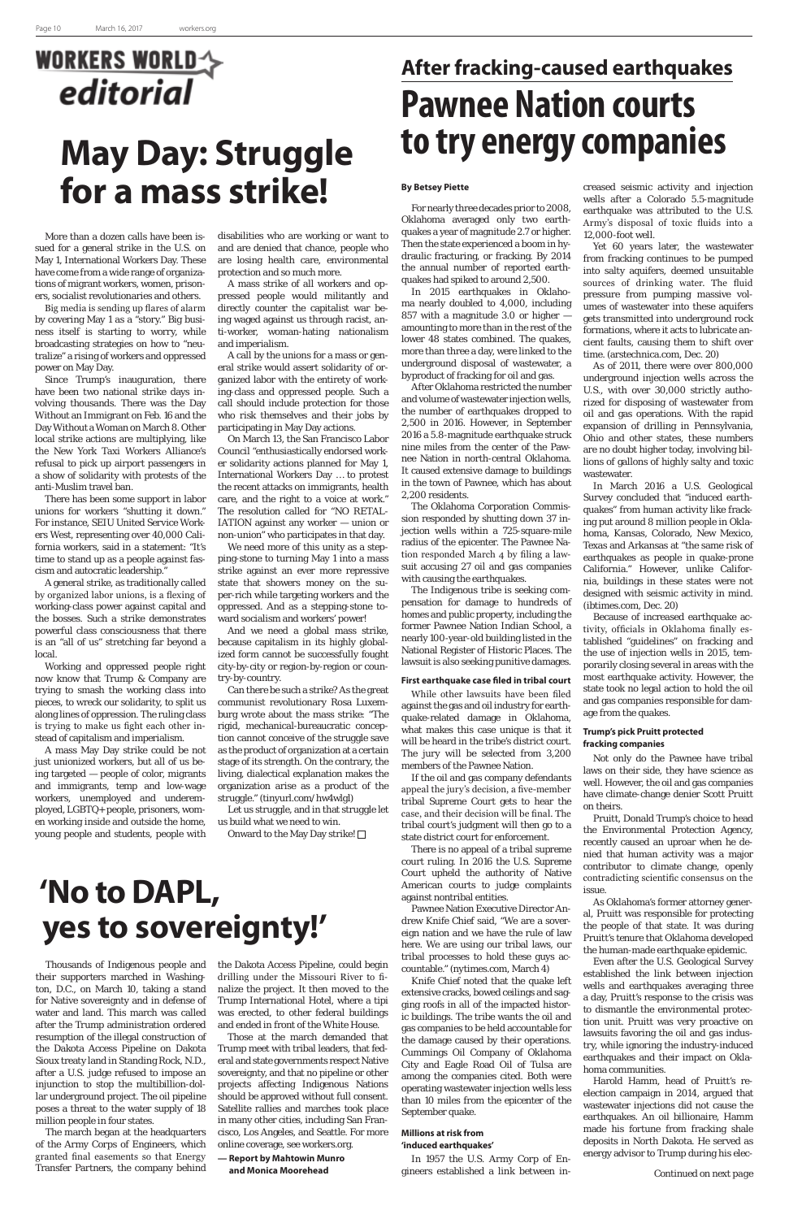# WORKERS WORLD editorial

# May Day: Struggle for a mass strike!

More than a dozen calls have been issued for a general strike in the U.S. on May 1, International Workers Day. These have come from a wide range of organizations of migrant workers, women, prisoners, socialist revolutionaries and others.

Big media is sending up flares of alarm by covering May 1 as a "story." Big business itself is starting to worry, while broadcasting strategies on how to "neutralize" a rising of workers and oppressed power on May Day.

Since Trump's inauguration, there have been two national strike days involving thousands. There was the Day Without an Immigrant on Feb. 16 and the Day Without a Woman on March 8. Other local strike actions are multiplying, like the New York Taxi Workers Alliance's refusal to pick up airport passengers in a show of solidarity with protests of the anti-Muslim travel ban.

There has been some support in labor unions for workers "shutting it down." For instance, SEIU United Service Workers West, representing over 40,000 California workers, said in a statement: "It's time to stand up as a people against fascism and autocratic leadership."

A general strike, as traditionally called by organized labor unions, is a flexing of working-class power against capital and the bosses. Such a strike demonstrates powerful class consciousness that there is an "all of us" stretching far beyond a local.

Working and oppressed people right now know that Trump & Company are trying to smash the working class into pieces, to wreck our solidarity, to split us along lines of oppression. The ruling class is trying to make us fight each other instead of capitalism and imperialism.

A mass May Day strike could be not just unionized workers, but all of us being targeted — people of color, migrants and immigrants, temp and low-wage workers, unemployed and underemployed, LGBTQ+ people, prisoners, women working inside and outside the home, young people and students, people with disabilities who are working or want to and are denied that chance, people who are losing health care, environmental protection and so much more.

A mass strike of all workers and oppressed people would militantly and directly counter the capitalist war being waged against us through racist, anti-worker, woman-hating nationalism and imperialism.

A call by the unions for a mass or general strike would assert solidarity of organized labor with the entirety of working-class and oppressed people. Such a call should include protection for those who risk themselves and their jobs by participating in May Day actions.

On March 13, the San Francisco Labor Council "enthusiastically endorsed worker solidarity actions planned for May 1, International Workers Day … to protest the recent attacks on immigrants, health care, and the right to a voice at work." The resolution called for "NO RETALIATION against any worker — union or non-union" who participates in that day.

We need more of this unity as a stepping-stone to turning May 1 into a mass strike against an ever more repressive state that showers money on the super-rich while targeting workers and the oppressed. And as a stepping-stone toward socialism and workers' power!

And we need a global mass strike, because capitalism in its highly globalized form cannot be successfully fought city-by-city or region-by-region or country-by-country.

Can there be such a strike? As the great communist revolutionary Rosa Luxemburg wrote about the mass strike: "The rigid, mechanical-bureaucratic conception cannot conceive of the struggle save as the product of organization at a certain stage of its strength. On the contrary, the living, dialectical explanation makes the organization arise as a product of the struggle." (tinyurl.com/hw4wlgl)

Let us struggle, and in that struggle let us build what we need to win.

Onward to the May Day strike! □

# 'No to DAPL, yes to sovereignty!'

Thousands of Indigenous people and their supporters marched in Washington, D.C., on March 10, taking a stand for Native sovereignty and in defense of water and land. This march was called after the Trump administration ordered resumption of the illegal construction of the Dakota Access Pipeline on Dakota Sioux treaty land in Standing Rock, N.D., after a U.S. judge refused to impose an injunction to stop the multibillion-dollar underground project. The oil pipeline poses a threat to the water supply of 18 million people in four states.

The march began at the headquarters of the Army Corps of Engineers, which granted final easements so that Energy Transfer Partners, the company behind the Dakota Access Pipeline, could begin drilling under the Missouri River to finalize the project. It then moved to the Trump International Hotel, where a tipi was erected, to other federal buildings and ended in front of the White House.

Those at the march demanded that Trump meet with tribal leaders, that federal and state governments respect Native sovereignty, and that no pipeline or other projects affecting Indigenous Nations should be approved without full consent. Satellite rallies and marches took place in many other cities, including San Francisco, Los Angeles, and Seattle. For more online coverage, see workers.org.

**— Report by Mahtowin Munro and Monica Moorehead**

## After fracking-caused earthquakes

# Pawnee Nation courts to try energy companies

**By Betsey Piette**

For nearly three decades prior to 2008, Oklahoma averaged only two earthquakes a year of magnitude 2.7 or higher. Then the state experienced a boom in hydraulic fracturing, or fracking. By 2014 the annual number of reported earthquakes had spiked to around 2,500.

In 2015 earthquakes in Oklahoma nearly doubled to 4,000, including 857 with a magnitude 3.0 or higher — amounting to more than in the rest of the lower 48 states combined. The quakes, more than three a day, were linked to the underground disposal of wastewater, a byproduct of fracking for oil and gas.

After Oklahoma restricted the number and volume of wastewater injection wells, the number of earthquakes dropped to 2,500 in 2016. However, in September 2016 a 5.8-magnitude earthquake struck nine miles from the center of the Pawnee Nation in north-central Oklahoma. It caused extensive damage to buildings in the town of Pawnee, which has about 2,200 residents.

The Oklahoma Corporation Commission responded by shutting down 37 injection wells within a 725-square-mile radius of the epicenter. The Pawnee Nation responded March 4 by filing a lawsuit accusing 27 oil and gas companies with causing the earthquakes.

The Indigenous tribe is seeking compensation for damage to hundreds of homes and public property, including the former Pawnee Nation Indian School, a nearly 100-year-old building listed in the National Register of Historic Places. The lawsuit is also seeking punitive damages.

### First earthquake case filed in tribal court

While other lawsuits have been filed against the gas and oil industry for earthquake-related damage in Oklahoma, what makes this case unique is that it will be heard in the tribe's district court. The jury will be selected from 3,200 members of the Pawnee Nation.

If the oil and gas company defendants appeal the jury's decision, a five-member tribal Supreme Court gets to hear the case, and their decision will be final. The tribal court's judgment will then go to a state district court for enforcement.

There is no appeal of a tribal supreme court ruling. In 2016 the U.S. Supreme Court upheld the authority of Native American courts to judge complaints against nontribal entities.

Pawnee Nation Executive Director Andrew Knife Chief said, "We are a sovereign nation and we have the rule of law here. We are using our tribal laws, our tribal processes to hold these guys accountable." (nytimes.com, March 4)

Knife Chief noted that the quake left extensive cracks, bowed ceilings and sagging roofs in all of the impacted historic buildings. The tribe wants the oil and gas companies to be held accountable for the damage caused by their operations. Cummings Oil Company of Oklahoma City and Eagle Road Oil of Tulsa are among the companies cited. Both were operating wastewater injection wells less than 10 miles from the epicenter of the September quake.

### Millions at risk from 'induced earthquakes'

In 1957 the U.S. Army Corp of Engineers established a link between increased seismic activity and injection wells after a Colorado 5.5-magnitude earthquake was attributed to the U.S. Army's disposal of toxic fluids into a 12,000-foot well.

Yet 60 years later, the wastewater from fracking continues to be pumped into salty aquifers, deemed unsuitable sources of drinking water. The fluid pressure from pumping massive volumes of wastewater into these aquifers gets transmitted into underground rock formations, where it acts to lubricate ancient faults, causing them to shift over time. (arstechnica.com, Dec. 20)

As of 2011, there were over 800,000 underground injection wells across the U.S., with over 30,000 strictly authorized for disposing of wastewater from oil and gas operations. With the rapid expansion of drilling in Pennsylvania, Ohio and other states, these numbers are no doubt higher today, involving billions of gallons of highly salty and toxic wastewater.

In March 2016 a U.S. Geological Survey concluded that "induced earthquakes" from human activity like fracking put around 8 million people in Oklahoma, Kansas, Colorado, New Mexico, Texas and Arkansas at "the same risk of earthquakes as people in quake-prone California." However, unlike California, buildings in these states were not designed with seismic activity in mind. (ibtimes.com, Dec. 20)

Because of increased earthquake activity, officials in Oklahoma finally established "guidelines" on fracking and the use of injection wells in 2015, temporarily closing several in areas with the most earthquake activity. However, the state took no legal action to hold the oil and gas companies responsible for damage from the quakes.

### Trump's pick Pruitt protected fracking companies

Not only do the Pawnee have tribal laws on their side, they have science as well. However, the oil and gas companies have climate-change denier Scott Pruitt on theirs.

Pruitt, Donald Trump's choice to head the Environmental Protection Agency, recently caused an uproar when he denied that human activity was a major contributor to climate change, openly contradicting scientific consensus on the issue.

As Oklahoma's former attorney general, Pruitt was responsible for protecting the people of that state. It was during Pruitt's tenure that Oklahoma developed the human-made earthquake epidemic.

Even after the U.S. Geological Survey established the link between injection wells and earthquakes averaging three a day, Pruitt's response to the crisis was to dismantle the environmental protection unit. Pruitt was very proactive on lawsuits favoring the oil and gas industry, while ignoring the industry-induced earthquakes and their impact on Oklahoma communities.

Harold Hamm, head of Pruitt's re-election campaign in 2014, argued that wastewater injections did not cause the earthquakes. An oil billionaire, Hamm made his fortune from fracking shale deposits in North Dakota. He served as energy advisor to Trump during his elec-

Continued on next page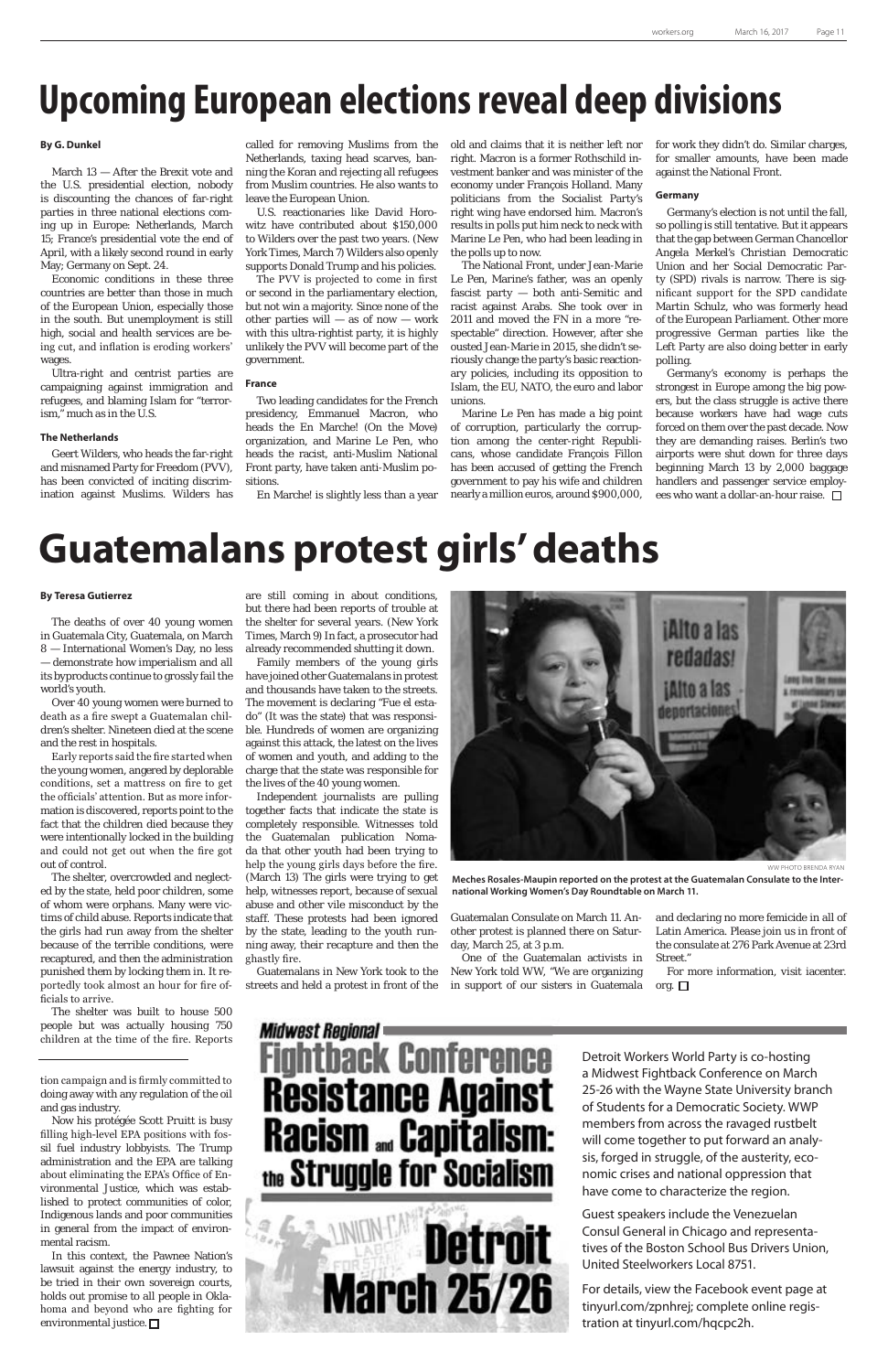# Upcoming European elections reveal deep divisions

**By G. Dunkel**

March 13 — After the Brexit vote and the U.S. presidential election, nobody is discounting the chances of far-right parties in three national elections coming up in Europe: Netherlands, March 15; France's presidential vote the end of April, with a likely second round in early May; Germany on Sept. 24.

Economic conditions in these three countries are better than those in much of the European Union, especially those in the south. But unemployment is still high, social and health services are being cut, and inflation is eroding workers' wages.

Ultra-right and centrist parties are campaigning against immigration and refugees, and blaming Islam for "terrorism," much as in the U.S.

### The Netherlands

Geert Wilders, who heads the far-right and misnamed Party for Freedom (PVV), has been convicted of inciting discrimination against Muslims. Wilders has called for removing Muslims from the Netherlands, taxing head scarves, banning the Koran and rejecting all refugees from Muslim countries. He also wants to leave the European Union.

U.S. reactionaries like David Horowitz have contributed about $150,000 to Wilders over the past two years. (New York Times, March 7) Wilders also openly supports Donald Trump and his policies.

The PVV is projected to come in first or second in the parliamentary election, but not win a majority. Since none of the other parties will — as of now — work with this ultra-rightist party, it is highly unlikely the PVV will become part of the government.

### France

Two leading candidates for the French presidency, Emmanuel Macron, who heads the En Marche! (On the Move) organization, and Marine Le Pen, who heads the racist, anti-Muslim National Front party, have taken anti-Muslim positions.

En Marche! is slightly less than a year old and claims that it is neither left nor right. Macron is a former Rothschild investment banker and was minister of the economy under François Holland. Many politicians from the Socialist Party's right wing have endorsed him. Macron's results in polls put him neck to neck with Marine Le Pen, who had been leading in the polls up to now.

The National Front, under Jean-Marie Le Pen, Marine's father, was an openly fascist party — both anti-Semitic and racist against Arabs. She took over in 2011 and moved the FN in a more "respectable" direction. However, after she ousted Jean-Marie in 2015, she didn't seriously change the party's basic reactionary policies, including its opposition to Islam, the EU, NATO, the euro and labor unions.

Marine Le Pen has made a big point of corruption, particularly the corruption among the center-right Republicans, whose candidate François Fillon has been accused of getting the French government to pay his wife and children nearly a million euros, around $900,000, for work they didn't do. Similar charges, for smaller amounts, have been made against the National Front.

### Germany

Germany's election is not until the fall, so polling is still tentative. But it appears that the gap between German Chancellor Angela Merkel's Christian Democratic Union and her Social Democratic Party (SPD) rivals is narrow. There is significant support for the SPD candidate Martin Schulz, who was formerly head of the European Parliament. Other more progressive German parties like the Left Party are also doing better in early polling.

Germany's economy is perhaps the strongest in Europe among the big powers, but the class struggle is active there because workers have had wage cuts forced on them over the past decade. Now they are demanding raises. Berlin's two airports were shut down for three days beginning March 13 by 2,000 baggage handlers and passenger service employees who want a dollar-an-hour raise. ☐

# Guatemalans protest girls' deaths

**By Teresa Gutierrez**

The deaths of over 40 young women in Guatemala City, Guatemala, on March 8 — International Women's Day, no less — demonstrate how imperialism and all its byproducts continue to grossly fail the world's youth.

Over 40 young women were burned to death as a fire swept a Guatemalan children's shelter. Nineteen died at the scene and the rest in hospitals.

Early reports said the fire started when the young women, angered by deplorable conditions, set a mattress on fire to get the officials' attention. But as more information is discovered, reports point to the fact that the children died because they were intentionally locked in the building and could not get out when the fire got out of control.

The shelter, overcrowded and neglected by the state, held poor children, some of whom were orphans. Many were victims of child abuse. Reports indicate that the girls had run away from the shelter because of the terrible conditions, were recaptured, and then the administration punished them by locking them in. It reportedly took almost an hour for fire officials to arrive.

The shelter was built to house 500 people but was actually housing 750 children at the time of the fire. Reports are still coming in about conditions, but there had been reports of trouble at the shelter for several years. (New York Times, March 9) In fact, a prosecutor had already recommended shutting it down.

Family members of the young girls have joined other Guatemalans in protest and thousands have taken to the streets. The movement is declaring "Fue el estado" (It was the state) that was responsible. Hundreds of women are organizing against this attack, the latest on the lives of women and youth, and adding to the charge that the state was responsible for the lives of the 40 young women.

Independent journalists are pulling together facts that indicate the state is completely responsible. Witnesses told the Guatemalan publication Nomada that other youth had been trying to help the young girls days before the fire. (March 13) The girls were trying to get help, witnesses report, because of sexual abuse and other vile misconduct by the staff. These protests had been ignored by the state, leading to the youth running away, their recapture and then the ghastly fire.

Guatemalans in New York took to the streets and held a protest in front of the Guatemalan Consulate on March 11. Another protest is planned there on Saturday, March 25, at 3 p.m.

One of the Guatemalan activists in New York told WW, "We are organizing in support of our sisters in Guatemala and declaring no more femicide in all of Latin America. Please join us in front of the consulate at 276 Park Avenue at 23rd Street."

For more information, visit iacenter.org. ☐

WW PHOTO BRENDA RYAN

**Meches Rosales-Maupin reported on the protest at the Guatemalan Consulate to the International Working Women's Day Roundtable on March 11.**

---

tion campaign and is firmly committed to doing away with any regulation of the oil and gas industry.

Now his protégée Scott Pruitt is busy filling high-level EPA positions with fossil fuel industry lobbyists. The Trump administration and the EPA are talking about eliminating the EPA's Office of Environmental Justice, which was established to protect communities of color, Indigenous lands and poor communities in general from the impact of environmental racism.

In this context, the Pawnee Nation's lawsuit against the energy industry, to be tried in their own sovereign courts, holds out promise to all people in Oklahoma and beyond who are fighting for environmental justice. ☐

---

**Midwest Regional Fightback Conference**
**Resistance Against Racism and Capitalism: the Struggle for Socialism**
**Detroit March 25/26**

Detroit Workers World Party is co-hosting a Midwest Fightback Conference on March 25-26 with the Wayne State University branch of Students for a Democratic Society. WWP members from across the ravaged rustbelt will come together to put forward an analysis, forged in struggle, of the austerity, economic crises and national oppression that have come to characterize the region.

Guest speakers include the Venezuelan Consul General in Chicago and representatives of the Boston School Bus Drivers Union, United Steelworkers Local 8751.

For details, view the Facebook event page at tinyurl.com/zpnhrej; complete online registration at tinyurl.com/hqcpc2h.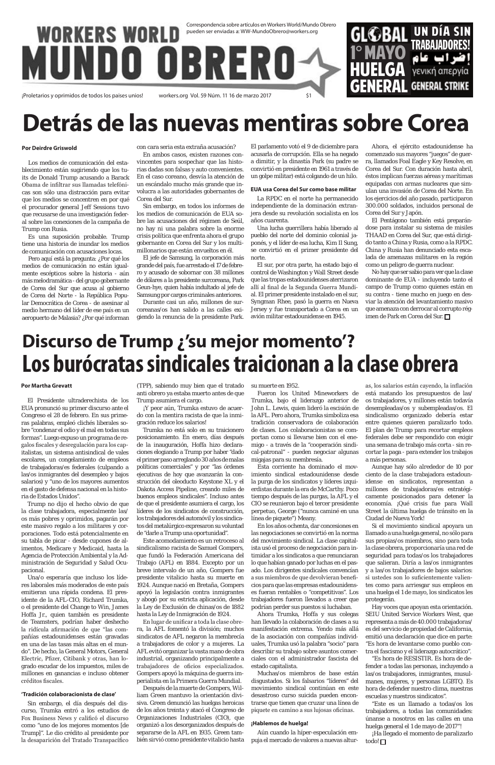# WORKERS WORLD MUNDO OBRERO

Correspondencia sobre artículos en Workers World/Mundo Obrero pueden ser enviadas a: WW-MundoObrero@workers.org

GLOBAL 1° MAYO HUELGA GENERAL — UN DÍA SIN TRABAJADORES! إضراب عام γενική απεργία GENERAL STRIKE

¡Proletarios y oprimidos de todos los paises unios! workers.org Vol. 59 Núm. 11 16 de marzo 2017 $1

# Detrás de las nuevas mentiras sobre Corea

**Por Deirdre Griswold**

Los medios de comunicación del establecimiento están sugiriendo que los tuits de Donald Trump acusando a Barack Obama de infiltrar sus llamadas telefónicas son sólo una distracción para evitar que los medios se concentren en por qué el procurador general Jeff Sessions tuvo que recusarse de una investigación federal sobre las conexiones de la campaña de Trump con Rusia.

Es una suposición probable. Trump tiene una historia de inundar los medios de comunicación con acusaciones locas.

Pero aquí está la pregunta: ¿Por qué los medios de comunicación no están igualmente escépticos sobre la historia - aún más melodramática - del grupo gobernante de Corea del Sur que acusa al gobierno de Corea del Norte - la República Popular Democrática de Corea - de asesinar al medio hermano del líder de ese país en un aeropuerto de Malasia? ¿Por qué informan con cara seria esta extraña acusación?

En ambos casos, existen razones convincentes para sospechar que las historias dadas son falsas y auto convenientes. En el caso coreano, desvía la atención de un escándalo mucho más grande que involucra a las autoridades gobernantes de Corea del Sur.

Sin embargo, en todos los informes de los medios de comunicación de EUA sobre las acusaciones del régimen de Seúl, no hay ni una palabra sobre la enorme crisis política que enfrenta ahora el grupo gobernante en Corea del Sur y los multimillonarios que están envueltos en él.

El jefe de Samsung, la corporación más grande del país, fue arrestado el 17 de febrero y acusado de sobornar con 38 millones de dólares a la presidente surcoreana, Park Geun-hye, quien había indultado al jefe de Samsung por cargos criminales anteriores.

Durante casi un año, millones de surcoreanas/os han salido a las calles exigiendo la renuncia de la presidente Park. El parlamento votó el 9 de diciembre para acusarla de corrupción. Ella se ha negado a dimitir, y la dinastía Park (su padre se convirtió en presidente en 1961 a través de un golpe militar) está colgando de un hilo.

**EUA usa Corea del Sur como base militar**

La RPDC en el norte ha permanecido independiente de la dominación extranjera desde su revolución socialista en los años cuarenta.

Una lucha guerrillera había liberado al pueblo del norte del dominio colonial japonés, y el líder de esa lucha, Kim Il Sung, se convirtió en el primer presidente del norte.

El sur, por otra parte, ha estado bajo el control de Washington y Wall Street desde que las tropas estadounidenses aterrizaron allí al final de la Segunda Guerra Mundial. El primer presidente instalado en el sur, Syngman Rhee, pasó la guerra en Nueva Jersey y fue transportado a Corea en un avión militar estadounidense en 1945.

Ahora, el ejército estadounidense ha comenzado sus mayores "juegos" de guerra, llamados Foal Eagle y Key Resolve, en Corea del Sur. Con duración hasta abril, éstos implican fuerzas aéreas y marítimas equipadas con armas nucleares que simulan una invasión de Corea del Norte. En los ejercicios del año pasado, participaron 300.000 soldados, incluidos personal de Corea del Sur y Japón.

El Pentágono también está preparándose para instalar su sistema de misiles THAAD en Corea del Sur, que está dirigido tanto a China y Rusia, como a la RPDC. China y Rusia han denunciado esta escalada de amenazas militares en la región como un peligro de guerra nuclear.

No hay que ser sabio para ver que la clase dominante de EUA - incluyendo tanto el campo de Trump como quienes están en su contra - tiene mucho en juego en desviar la atención del levantamiento masivo que amenaza con derrocar al corrupto régimen de Park en Corea del Sur. □

# Discurso de Trump ¿'su mejor momento'?

# Los burócratas sindicales traicionan a la clase obrera

**Por Martha Grevatt**

El Presidente ultraderechista de los EUA pronunció su primer discurso ante el Congreso el 28 de febrero. En sus primeras palabras, empleó clichés liberales sobre "condenar el odio y el mal en todas sus formas". Luego expuso un programa de regalos fiscales y desregulación para los capitalistas, un sistema antisindical de vales escolares, un congelamiento de empleos de trabajadoras/es federales (culpando a las/os inmigrantes del desempleo y bajos salarios) y "uno de los mayores aumentos en el gasto de defensa nacional en la historia de Estados Unidos".

Trump no dijo el hecho obvio de que la clase trabajadora, especialmente las/os más pobres y oprimidos, pagarán por este masivo regalo a los militares y corporaciones. Todo está potencialmente en su tabla de picar - desde cupones de alimentos, Medicare y Medicaid, hasta la Agencia de Protección Ambiental y la Administración de Seguridad y Salud Ocupacional.

Una/o esperaría que incluso los líderes laborales más moderados de este país emitieran una rápida condena. El presidente de la AFL-CIO, Richard Trumka, o el presidente del Change to Win, James Hoffa Jr., quien también es presidente de Teamsters, podrían haber deshecho la ridícula afirmación de que "las compañías estadounidenses están gravadas en una de las tasas más altas en el mundo". De hecho, la General Motors, General Electric, Pfizer, Citibank y otras, han logrado escudar de los impuestos, miles de millones en ganancias e incluso obtener créditos fiscales.

**'Tradición colaboracionista de clase'**

Sin embargo, el día después del discurso, Trumka entró a los estudios de Fox Business News y calificó el discurso como "uno de los mejores momentos [de Trump]". Le dio crédito al presidente por la desaparición del Tratado Transpacífico (TPP), sabiendo muy bien que el tratado anti obrero ya estaba muerto antes de que Trump asumiera el cargo.

¡Y peor aún, Trumka estuvo de acuerdo con la mentira racista de que la inmigración reduce los salarios!

Trumka no está solo en su traicionero posicionamiento. En enero, días después de la inauguración, Hoffa hizo declaraciones elogiando a Trump por haber "dado el primer paso arreglando 30 años de malas políticas comerciales" y por "las órdenes ejecutivas de hoy que avanzarán la construcción del oleoducto Keystone XL y el Dakota Access Pipeline, creando miles de buenos empleos sindicales". Incluso antes de que el presidente asumiera el cargo, los líderes de los sindicatos de construcción, los trabajadores del automóvil y los sindicatos del metalúrgico expresaron su voluntad de "darle a Trump una oportunidad".

Este acomodamiento es un retroceso al sindicalismo racista de Samuel Gompers, que fundó la Federación Americana del Trabajo (AFL) en 1884. Excepto por un breve intervalo de un año, Gompers fue presidente vitalicio hasta su muerte en 1924. Aunque nació en Bretaña, Gompers apoyó la legislación contra inmigrantes y abogó por su estricta aplicación, desde la Ley de Exclusión de chinas/os de 1882 hasta la Ley de Inmigración de 1924.

En lugar de unificar a toda la clase obrera, la AFL fomentó la división; muchos sindicatos de AFL negaron la membrecía a trabajadores de color y a mujeres. La AFL evitó organizar la vasta mano de obra industrial, organizando principalmente a trabajadores de oficios especializados. Gompers apoyó la máquina de guerra imperialista en la Primera Guerra Mundial.

Después de la muerte de Gompers, William Green mantuvo la orientación divisiva. Green denunció las huelgas heroicas de los años treinta y atacó el Congreso de Organizaciones Industriales (CIO), que organizó a los desorganizados después de separarse de la AFL en 1935. Green también sirvió como presidente vitalicio hasta su muerte en 1952.

Fueron los United Mineworkers de Trumka, bajo el liderazgo anterior de John L. Lewis, quien lideró la escisión de la AFL. Pero ahora, Trumka simboliza esa tradición conservadora de colaboración de clases. Los colaboracionistas se comportan como si llevarse bien con el enemigo - a través de la "cooperación sindical-patronal" - pueden negociar algunas migajas para su membresía.

Esta corriente ha dominado el movimiento sindical estadounidense desde la purga de los sindicatos y líderes izquierdistas durante la era de McCarthy. Poco tiempo después de las purgas, la AFL y el CIO se reunieron bajo el tercer presidente perpetuo, George ("nunca caminé en una línea de piquete") Meany.

En los años ochenta, dar concesiones en las negociaciones se convirtió en la norma del movimiento sindical. La clase capitalista usó el proceso de negociación para intimidar a los sindicatos a que renunciaran lo que habían ganado por luchas en el pasado. Los dirigentes sindicales convencían a sus miembros de que devolvieran beneficios para que las empresas estadounidenses fueran rentables o "competitivas". Los trabajadores fueron llevados a creer que podrían perder sus puestos si luchaban.

Ahora Trumka, Hoffa y sus colegas han llevado la colaboración de clases a su manifestación extrema. Yendo más allá de la asociación con compañías individuales, Trumka usó la palabra "socio" para describir su trabajo sobre asuntos comerciales con el administrador fascista del estado capitalista.

Muchas/os miembros de base están disgustados. Si los falsarios "líderes" del movimiento sindical continúan en este desastroso curso suicida pueden encontrarse que tienen que cruzar una línea de piquete en camino a sus lujosas oficinas.

**¡Hablemos de huelga!**

Aún cuando la híper-especulación empuja el mercado de valores a nuevas alturas, los salarios están cayendo, la inflación está matando los presupuestos de las/os trabajadoras/es, y millones están todavía desempleadas/os y subempleadas/os. El sindicalismo organizado debería estar entre quienes quieren paralizarlo todo. El plan de Trump para recortar empleos federales debe ser respondido con exigir una semana de trabajo más corta - sin recortar la paga - para extender los trabajos a más personas.

Aunque hay sólo alrededor de 10 por ciento de la clase trabajadora estadounidense en sindicatos, representan a millones de trabajadoras/es estratégicamente posicionados para detener la economía. ¡Qué crisis fue para Wall Street la última huelga de tránsito en la Ciudad de Nueva York!

Si el movimiento sindical apoyara un llamado a una huelga general, no sólo para sus propias/os miembros, sino para toda la clase obrera, proporcionaría una red de seguridad para todas/os los trabajadores que salieran. Diría a las/os inmigrantes y a las/os trabajadores de bajos salarios: si ustedes son lo suficientemente valientes como para arriesgar sus empleos en una huelga el 1 de mayo, los sindicatos les protegerán.

Hay voces que apoyan esta orientación. SEIU United Service Workers West, que representa a más de 40.000 trabajadoras/es del servicio de propiedad de California, emitió una declaración que dice en parte: "Es hora de levantarse como pueblo contra el fascismo y el liderazgo autocrático".

"Es hora de RESISTIR. Es hora de defender a todas las personas, incluyendo a las/os trabajadores, inmigrantes, musulmanes, mujeres, y personas LGBTQ. Es hora de defender nuestro clima, nuestras escuelas y nuestros sindicatos".

"Este es un llamado a todas/os los trabajadores, a todas las comunidades: únanse a nosotros en las calles en una huelga general el 1 de mayo de 2017"!

¡Ha llegado el momento de paralizarlo todo! □